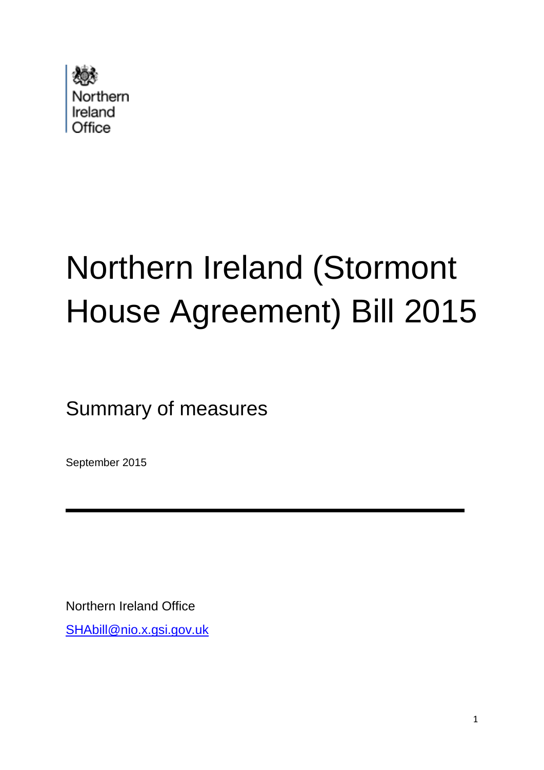Northern Ireland Office

# Northern Ireland (Stormont House Agreement) Bill 2015

## Summary of measures

September 2015

---

Northern Ireland Office

[SHAbill@nio.x.gsi.gov.uk](mailto:SHAbill@nio.x.gsi.gov.uk)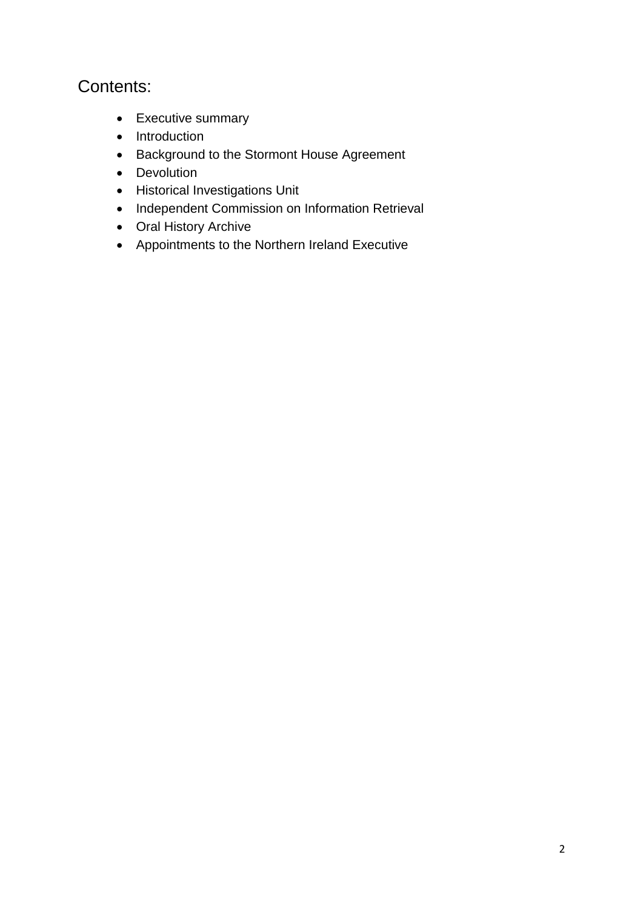## Contents:

- Executive summary
- Introduction
- Background to the Stormont House Agreement
- Devolution
- Historical Investigations Unit
- Independent Commission on Information Retrieval
- Oral History Archive
- Appointments to the Northern Ireland Executive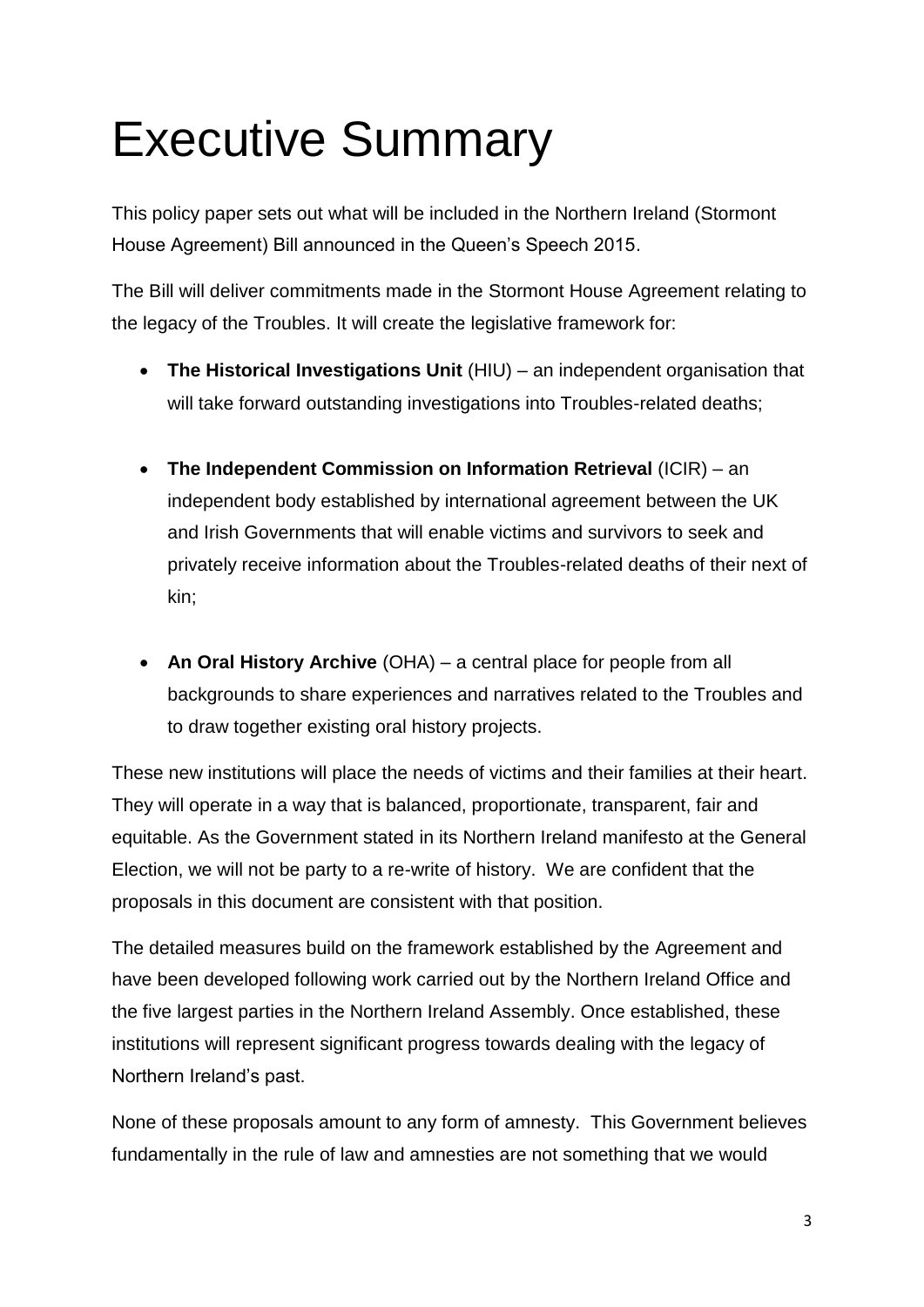# Executive Summary

This policy paper sets out what will be included in the Northern Ireland (Stormont House Agreement) Bill announced in the Queen's Speech 2015.

The Bill will deliver commitments made in the Stormont House Agreement relating to the legacy of the Troubles. It will create the legislative framework for:

- **The Historical Investigations Unit** (HIU) – an independent organisation that will take forward outstanding investigations into Troubles-related deaths;

- **The Independent Commission on Information Retrieval** (ICIR) – an independent body established by international agreement between the UK and Irish Governments that will enable victims and survivors to seek and privately receive information about the Troubles-related deaths of their next of kin;

- **An Oral History Archive** (OHA) – a central place for people from all backgrounds to share experiences and narratives related to the Troubles and to draw together existing oral history projects.

These new institutions will place the needs of victims and their families at their heart. They will operate in a way that is balanced, proportionate, transparent, fair and equitable. As the Government stated in its Northern Ireland manifesto at the General Election, we will not be party to a re-write of history. We are confident that the proposals in this document are consistent with that position.

The detailed measures build on the framework established by the Agreement and have been developed following work carried out by the Northern Ireland Office and the five largest parties in the Northern Ireland Assembly. Once established, these institutions will represent significant progress towards dealing with the legacy of Northern Ireland's past.

None of these proposals amount to any form of amnesty. This Government believes fundamentally in the rule of law and amnesties are not something that we would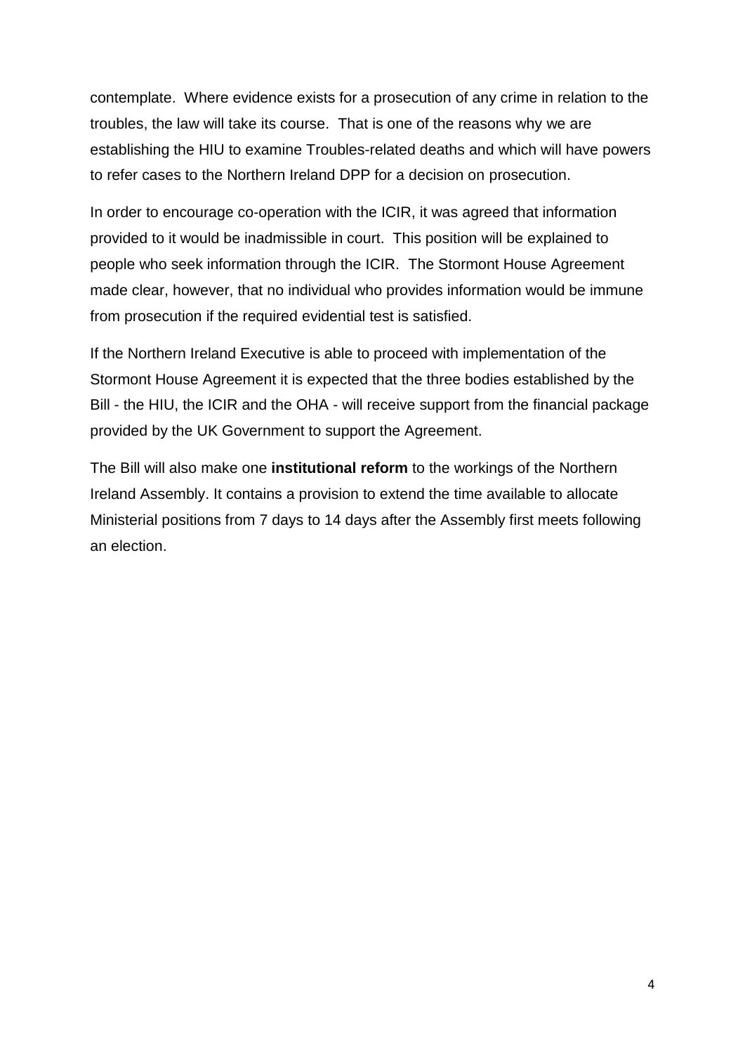contemplate. Where evidence exists for a prosecution of any crime in relation to the troubles, the law will take its course. That is one of the reasons why we are establishing the HIU to examine Troubles-related deaths and which will have powers to refer cases to the Northern Ireland DPP for a decision on prosecution.

In order to encourage co-operation with the ICIR, it was agreed that information provided to it would be inadmissible in court. This position will be explained to people who seek information through the ICIR. The Stormont House Agreement made clear, however, that no individual who provides information would be immune from prosecution if the required evidential test is satisfied.

If the Northern Ireland Executive is able to proceed with implementation of the Stormont House Agreement it is expected that the three bodies established by the Bill - the HIU, the ICIR and the OHA - will receive support from the financial package provided by the UK Government to support the Agreement.

The Bill will also make one **institutional reform** to the workings of the Northern Ireland Assembly. It contains a provision to extend the time available to allocate Ministerial positions from 7 days to 14 days after the Assembly first meets following an election.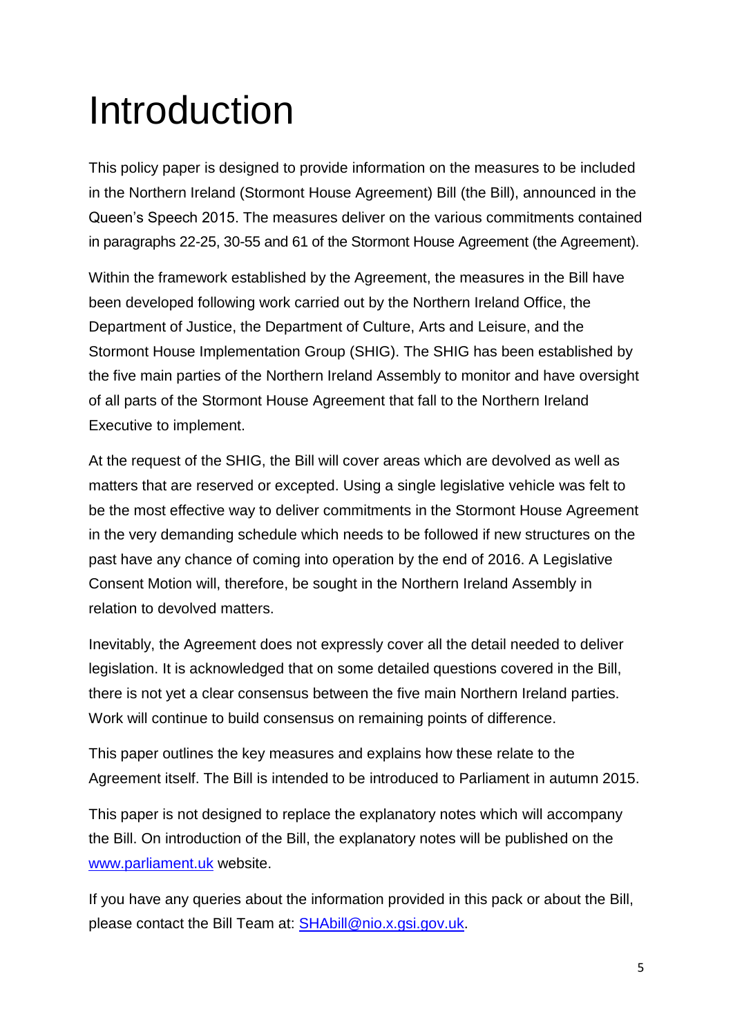# Introduction

This policy paper is designed to provide information on the measures to be included in the Northern Ireland (Stormont House Agreement) Bill (the Bill), announced in the Queen's Speech 2015. The measures deliver on the various commitments contained in paragraphs 22-25, 30-55 and 61 of the Stormont House Agreement (the Agreement).

Within the framework established by the Agreement, the measures in the Bill have been developed following work carried out by the Northern Ireland Office, the Department of Justice, the Department of Culture, Arts and Leisure, and the Stormont House Implementation Group (SHIG). The SHIG has been established by the five main parties of the Northern Ireland Assembly to monitor and have oversight of all parts of the Stormont House Agreement that fall to the Northern Ireland Executive to implement.

At the request of the SHIG, the Bill will cover areas which are devolved as well as matters that are reserved or excepted. Using a single legislative vehicle was felt to be the most effective way to deliver commitments in the Stormont House Agreement in the very demanding schedule which needs to be followed if new structures on the past have any chance of coming into operation by the end of 2016. A Legislative Consent Motion will, therefore, be sought in the Northern Ireland Assembly in relation to devolved matters.

Inevitably, the Agreement does not expressly cover all the detail needed to deliver legislation. It is acknowledged that on some detailed questions covered in the Bill, there is not yet a clear consensus between the five main Northern Ireland parties. Work will continue to build consensus on remaining points of difference.

This paper outlines the key measures and explains how these relate to the Agreement itself. The Bill is intended to be introduced to Parliament in autumn 2015.

This paper is not designed to replace the explanatory notes which will accompany the Bill. On introduction of the Bill, the explanatory notes will be published on the [www.parliament.uk](http://www.parliament.uk) website.

If you have any queries about the information provided in this pack or about the Bill, please contact the Bill Team at: [SHAbill@nio.x.gsi.gov.uk](mailto:SHAbill@nio.x.gsi.gov.uk).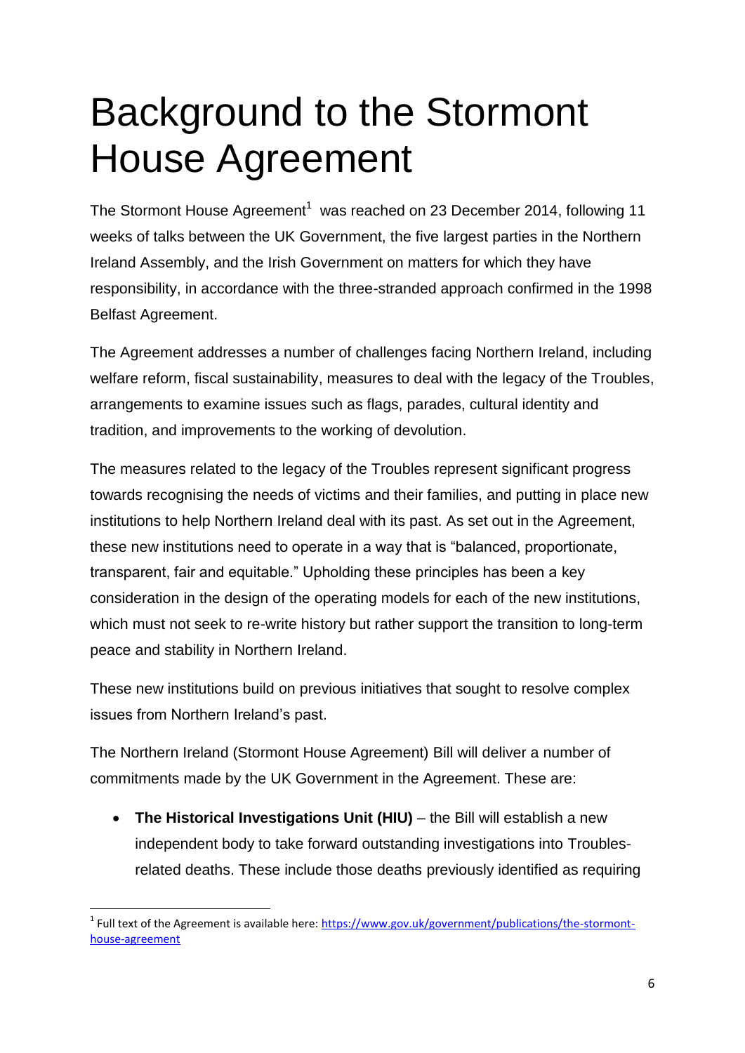# Background to the Stormont House Agreement

The Stormont House Agreement[1] was reached on 23 December 2014, following 11 weeks of talks between the UK Government, the five largest parties in the Northern Ireland Assembly, and the Irish Government on matters for which they have responsibility, in accordance with the three-stranded approach confirmed in the 1998 Belfast Agreement.

The Agreement addresses a number of challenges facing Northern Ireland, including welfare reform, fiscal sustainability, measures to deal with the legacy of the Troubles, arrangements to examine issues such as flags, parades, cultural identity and tradition, and improvements to the working of devolution.

The measures related to the legacy of the Troubles represent significant progress towards recognising the needs of victims and their families, and putting in place new institutions to help Northern Ireland deal with its past. As set out in the Agreement, these new institutions need to operate in a way that is "balanced, proportionate, transparent, fair and equitable." Upholding these principles has been a key consideration in the design of the operating models for each of the new institutions, which must not seek to re-write history but rather support the transition to long-term peace and stability in Northern Ireland.

These new institutions build on previous initiatives that sought to resolve complex issues from Northern Ireland's past.

The Northern Ireland (Stormont House Agreement) Bill will deliver a number of commitments made by the UK Government in the Agreement. These are:

- **The Historical Investigations Unit (HIU)** – the Bill will establish a new independent body to take forward outstanding investigations into Troubles-related deaths. These include those deaths previously identified as requiring

[1] Full text of the Agreement is available here: https://www.gov.uk/government/publications/the-stormont-house-agreement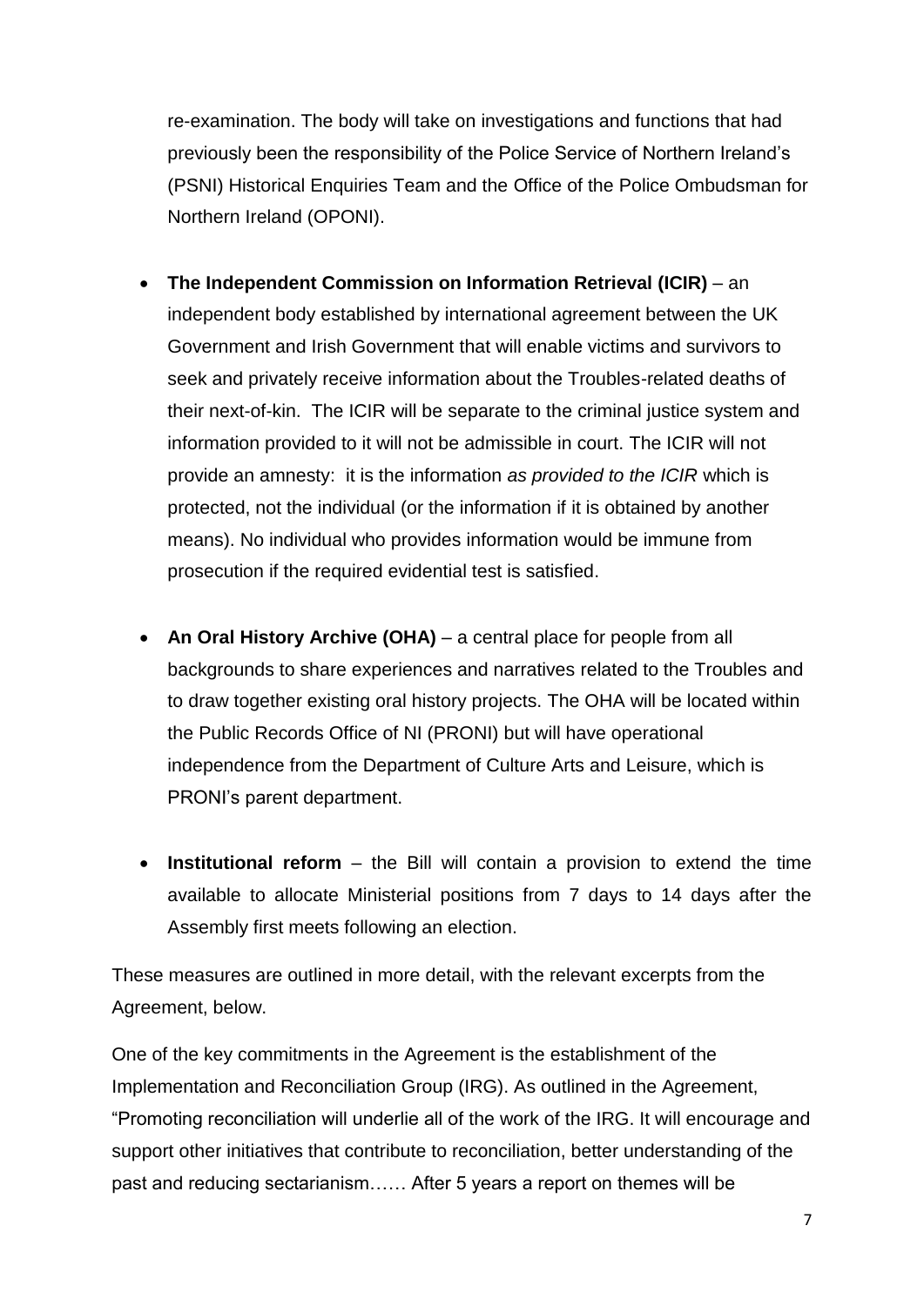re-examination. The body will take on investigations and functions that had previously been the responsibility of the Police Service of Northern Ireland's (PSNI) Historical Enquiries Team and the Office of the Police Ombudsman for Northern Ireland (OPONI).

- **The Independent Commission on Information Retrieval (ICIR)** – an independent body established by international agreement between the UK Government and Irish Government that will enable victims and survivors to seek and privately receive information about the Troubles-related deaths of their next-of-kin. The ICIR will be separate to the criminal justice system and information provided to it will not be admissible in court. The ICIR will not provide an amnesty: it is the information *as provided to the ICIR* which is protected, not the individual (or the information if it is obtained by another means). No individual who provides information would be immune from prosecution if the required evidential test is satisfied.

- **An Oral History Archive (OHA)** – a central place for people from all backgrounds to share experiences and narratives related to the Troubles and to draw together existing oral history projects. The OHA will be located within the Public Records Office of NI (PRONI) but will have operational independence from the Department of Culture Arts and Leisure, which is PRONI's parent department.

- **Institutional reform** – the Bill will contain a provision to extend the time available to allocate Ministerial positions from 7 days to 14 days after the Assembly first meets following an election.

These measures are outlined in more detail, with the relevant excerpts from the Agreement, below.

One of the key commitments in the Agreement is the establishment of the Implementation and Reconciliation Group (IRG). As outlined in the Agreement, "Promoting reconciliation will underlie all of the work of the IRG. It will encourage and support other initiatives that contribute to reconciliation, better understanding of the past and reducing sectarianism…… After 5 years a report on themes will be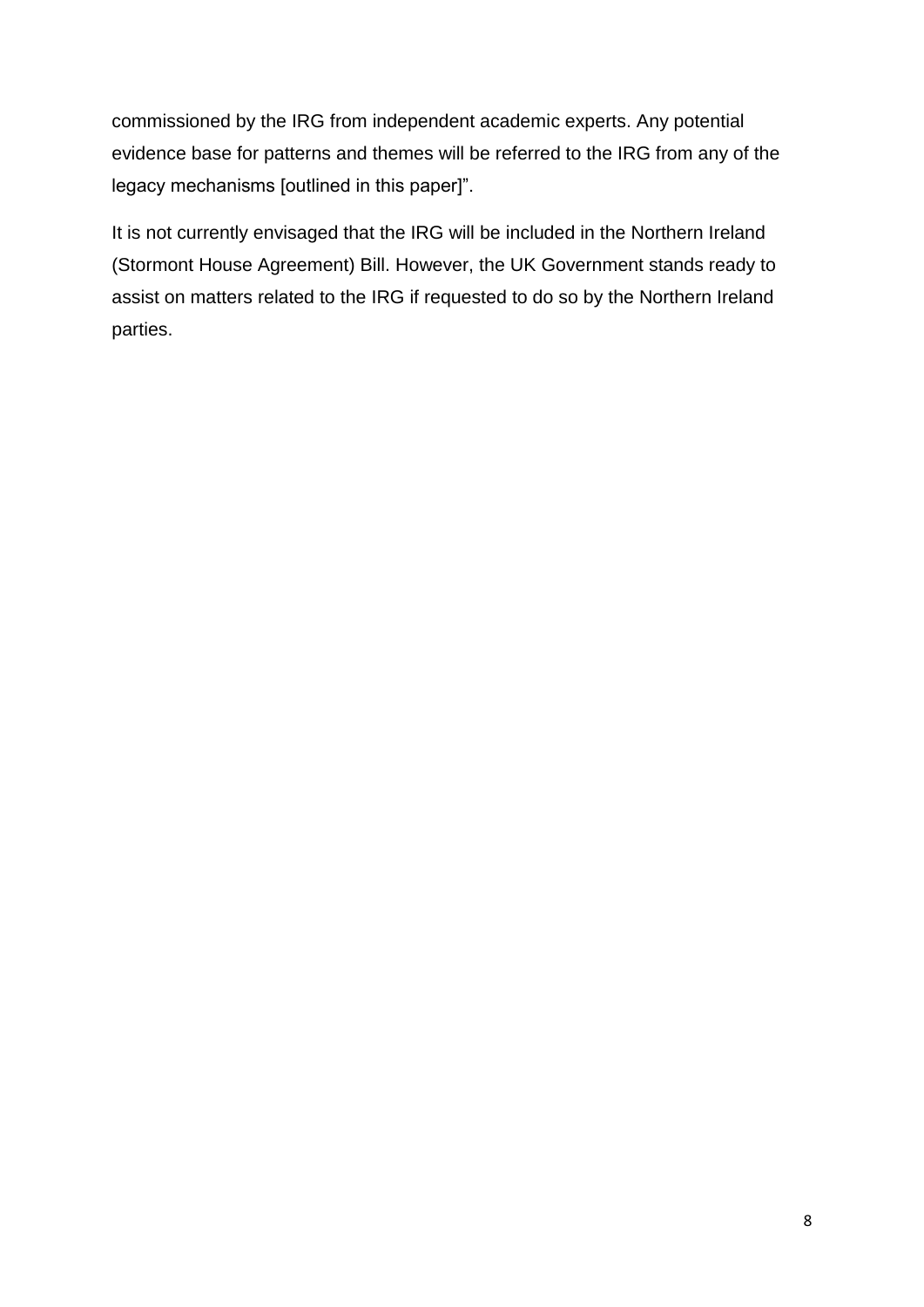commissioned by the IRG from independent academic experts. Any potential evidence base for patterns and themes will be referred to the IRG from any of the legacy mechanisms [outlined in this paper]".

It is not currently envisaged that the IRG will be included in the Northern Ireland (Stormont House Agreement) Bill. However, the UK Government stands ready to assist on matters related to the IRG if requested to do so by the Northern Ireland parties.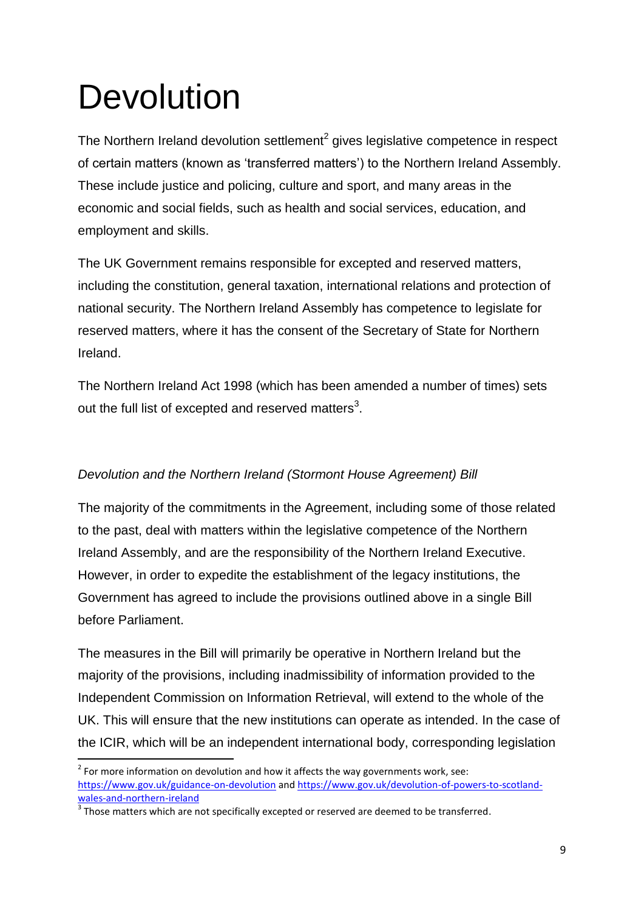# Devolution

The Northern Ireland devolution settlement[2] gives legislative competence in respect of certain matters (known as 'transferred matters') to the Northern Ireland Assembly. These include justice and policing, culture and sport, and many areas in the economic and social fields, such as health and social services, education, and employment and skills.

The UK Government remains responsible for excepted and reserved matters, including the constitution, general taxation, international relations and protection of national security. The Northern Ireland Assembly has competence to legislate for reserved matters, where it has the consent of the Secretary of State for Northern Ireland.

The Northern Ireland Act 1998 (which has been amended a number of times) sets out the full list of excepted and reserved matters[3].

*Devolution and the Northern Ireland (Stormont House Agreement) Bill*

The majority of the commitments in the Agreement, including some of those related to the past, deal with matters within the legislative competence of the Northern Ireland Assembly, and are the responsibility of the Northern Ireland Executive. However, in order to expedite the establishment of the legacy institutions, the Government has agreed to include the provisions outlined above in a single Bill before Parliament.

The measures in the Bill will primarily be operative in Northern Ireland but the majority of the provisions, including inadmissibility of information provided to the Independent Commission on Information Retrieval, will extend to the whole of the UK. This will ensure that the new institutions can operate as intended. In the case of the ICIR, which will be an independent international body, corresponding legislation

[2] For more information on devolution and how it affects the way governments work, see: https://www.gov.uk/guidance-on-devolution and https://www.gov.uk/devolution-of-powers-to-scotland-wales-and-northern-ireland

[3] Those matters which are not specifically excepted or reserved are deemed to be transferred.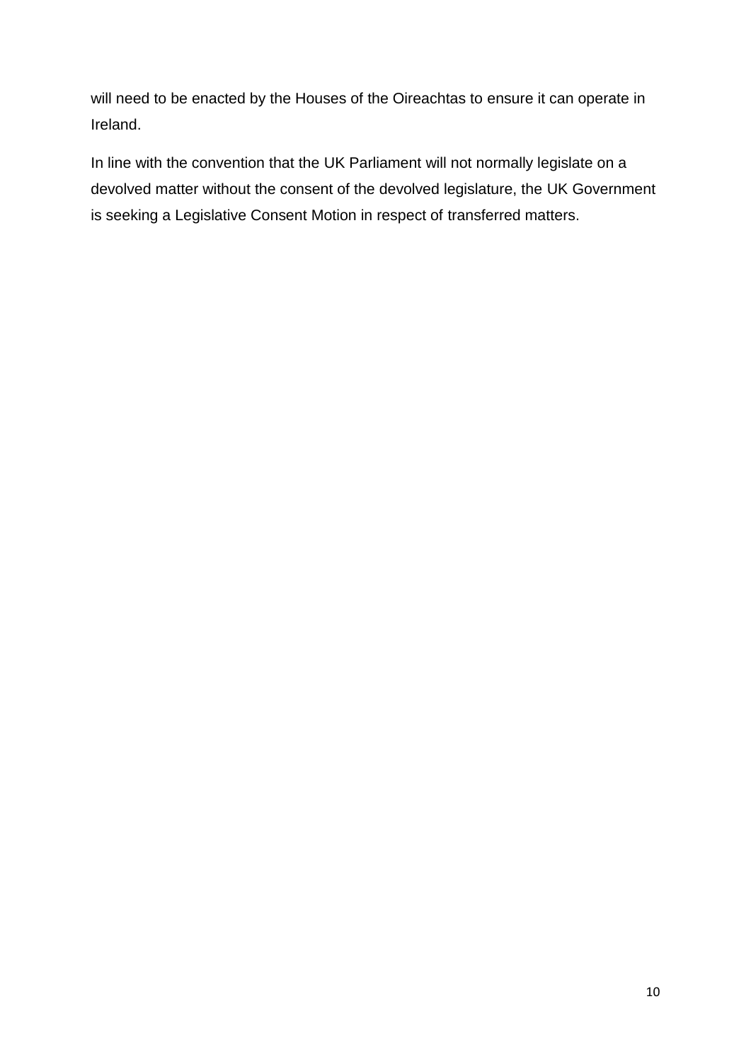will need to be enacted by the Houses of the Oireachtas to ensure it can operate in Ireland.

In line with the convention that the UK Parliament will not normally legislate on a devolved matter without the consent of the devolved legislature, the UK Government is seeking a Legislative Consent Motion in respect of transferred matters.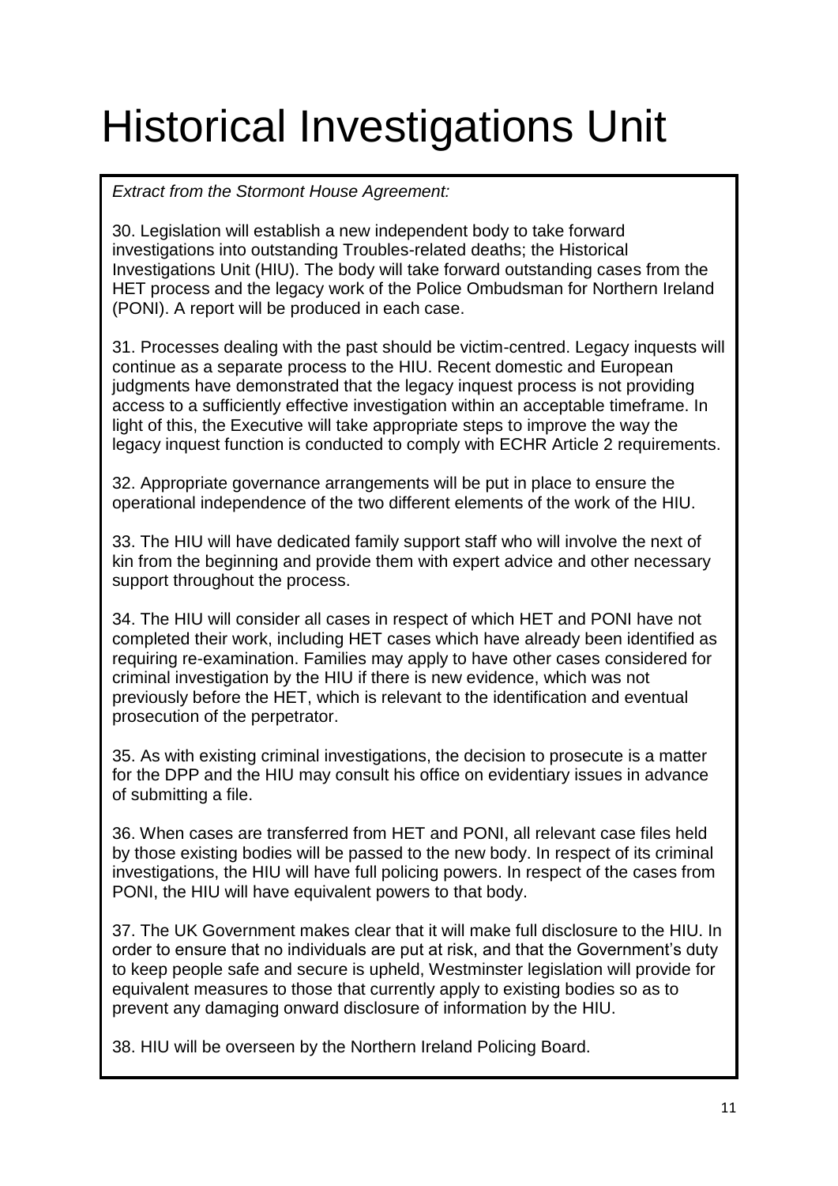# Historical Investigations Unit

*Extract from the Stormont House Agreement:*

30. Legislation will establish a new independent body to take forward investigations into outstanding Troubles-related deaths; the Historical Investigations Unit (HIU). The body will take forward outstanding cases from the HET process and the legacy work of the Police Ombudsman for Northern Ireland (PONI). A report will be produced in each case.

31. Processes dealing with the past should be victim-centred. Legacy inquests will continue as a separate process to the HIU. Recent domestic and European judgments have demonstrated that the legacy inquest process is not providing access to a sufficiently effective investigation within an acceptable timeframe. In light of this, the Executive will take appropriate steps to improve the way the legacy inquest function is conducted to comply with ECHR Article 2 requirements.

32. Appropriate governance arrangements will be put in place to ensure the operational independence of the two different elements of the work of the HIU.

33. The HIU will have dedicated family support staff who will involve the next of kin from the beginning and provide them with expert advice and other necessary support throughout the process.

34. The HIU will consider all cases in respect of which HET and PONI have not completed their work, including HET cases which have already been identified as requiring re-examination. Families may apply to have other cases considered for criminal investigation by the HIU if there is new evidence, which was not previously before the HET, which is relevant to the identification and eventual prosecution of the perpetrator.

35. As with existing criminal investigations, the decision to prosecute is a matter for the DPP and the HIU may consult his office on evidentiary issues in advance of submitting a file.

36. When cases are transferred from HET and PONI, all relevant case files held by those existing bodies will be passed to the new body. In respect of its criminal investigations, the HIU will have full policing powers. In respect of the cases from PONI, the HIU will have equivalent powers to that body.

37. The UK Government makes clear that it will make full disclosure to the HIU. In order to ensure that no individuals are put at risk, and that the Government's duty to keep people safe and secure is upheld, Westminster legislation will provide for equivalent measures to those that currently apply to existing bodies so as to prevent any damaging onward disclosure of information by the HIU.

38. HIU will be overseen by the Northern Ireland Policing Board.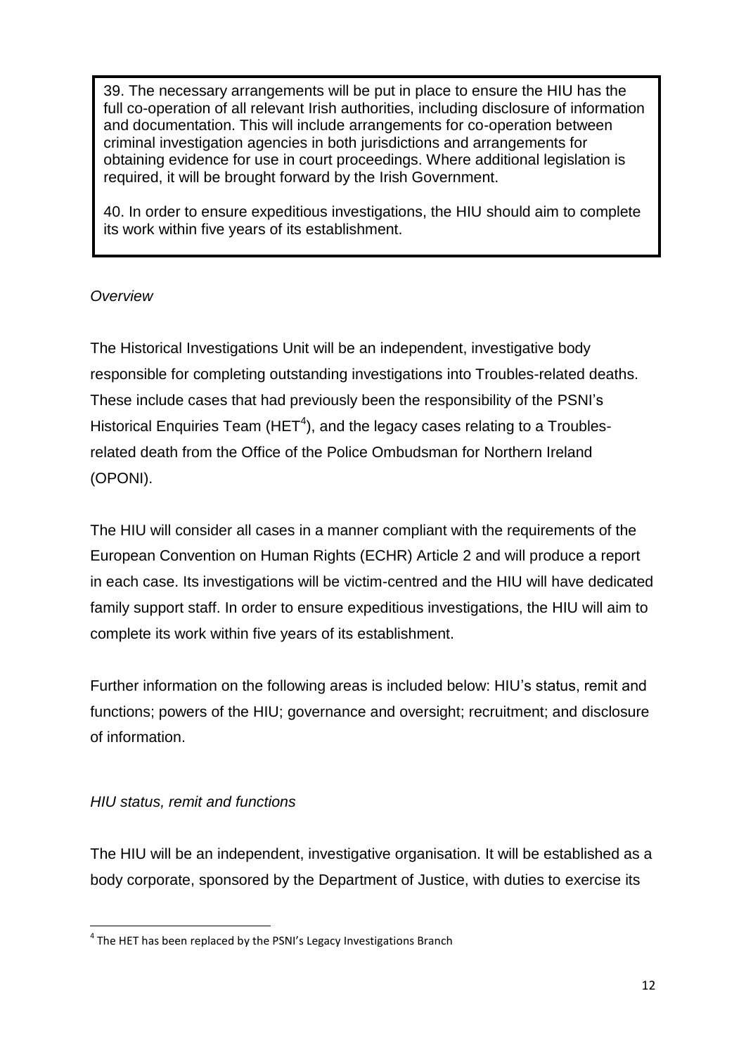> 39. The necessary arrangements will be put in place to ensure the HIU has the full co-operation of all relevant Irish authorities, including disclosure of information and documentation. This will include arrangements for co-operation between criminal investigation agencies in both jurisdictions and arrangements for obtaining evidence for use in court proceedings. Where additional legislation is required, it will be brought forward by the Irish Government.
>
> 40. In order to ensure expeditious investigations, the HIU should aim to complete its work within five years of its establishment.

*Overview*

The Historical Investigations Unit will be an independent, investigative body responsible for completing outstanding investigations into Troubles-related deaths. These include cases that had previously been the responsibility of the PSNI's Historical Enquiries Team (HET[4]), and the legacy cases relating to a Troubles-related death from the Office of the Police Ombudsman for Northern Ireland (OPONI).

The HIU will consider all cases in a manner compliant with the requirements of the European Convention on Human Rights (ECHR) Article 2 and will produce a report in each case. Its investigations will be victim-centred and the HIU will have dedicated family support staff. In order to ensure expeditious investigations, the HIU will aim to complete its work within five years of its establishment.

Further information on the following areas is included below: HIU's status, remit and functions; powers of the HIU; governance and oversight; recruitment; and disclosure of information.

*HIU status, remit and functions*

The HIU will be an independent, investigative organisation. It will be established as a body corporate, sponsored by the Department of Justice, with duties to exercise its

[4] The HET has been replaced by the PSNI's Legacy Investigations Branch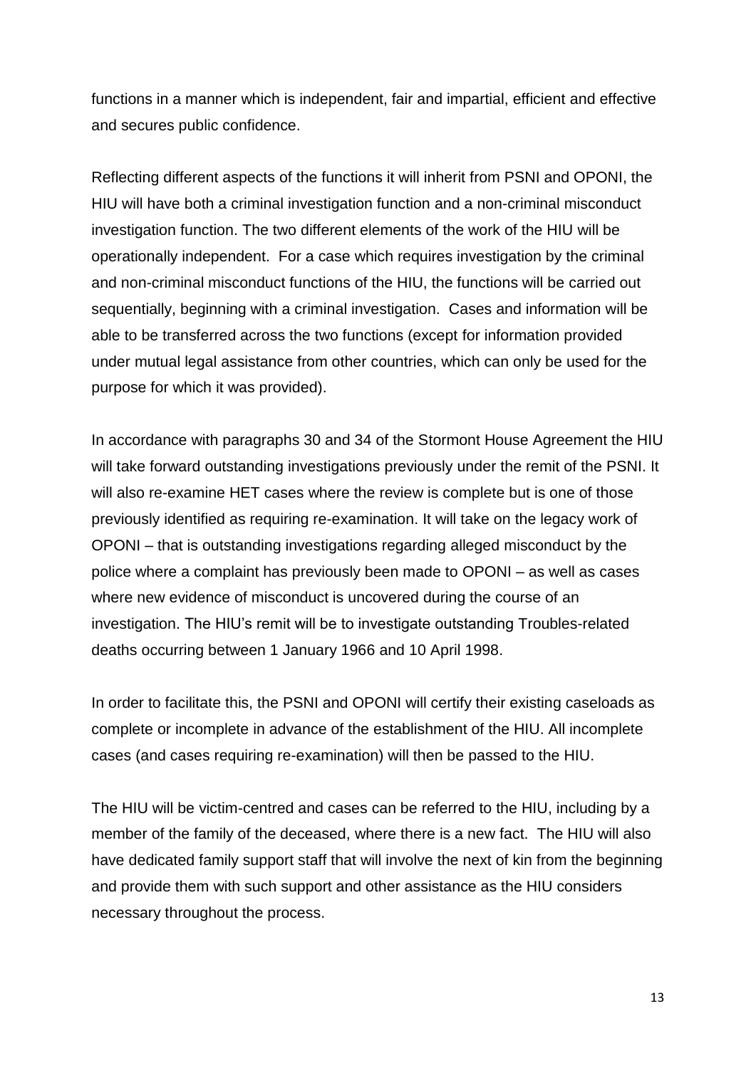functions in a manner which is independent, fair and impartial, efficient and effective and secures public confidence.

Reflecting different aspects of the functions it will inherit from PSNI and OPONI, the HIU will have both a criminal investigation function and a non-criminal misconduct investigation function. The two different elements of the work of the HIU will be operationally independent. For a case which requires investigation by the criminal and non-criminal misconduct functions of the HIU, the functions will be carried out sequentially, beginning with a criminal investigation. Cases and information will be able to be transferred across the two functions (except for information provided under mutual legal assistance from other countries, which can only be used for the purpose for which it was provided).

In accordance with paragraphs 30 and 34 of the Stormont House Agreement the HIU will take forward outstanding investigations previously under the remit of the PSNI. It will also re-examine HET cases where the review is complete but is one of those previously identified as requiring re-examination. It will take on the legacy work of OPONI – that is outstanding investigations regarding alleged misconduct by the police where a complaint has previously been made to OPONI – as well as cases where new evidence of misconduct is uncovered during the course of an investigation. The HIU's remit will be to investigate outstanding Troubles-related deaths occurring between 1 January 1966 and 10 April 1998.

In order to facilitate this, the PSNI and OPONI will certify their existing caseloads as complete or incomplete in advance of the establishment of the HIU. All incomplete cases (and cases requiring re-examination) will then be passed to the HIU.

The HIU will be victim-centred and cases can be referred to the HIU, including by a member of the family of the deceased, where there is a new fact. The HIU will also have dedicated family support staff that will involve the next of kin from the beginning and provide them with such support and other assistance as the HIU considers necessary throughout the process.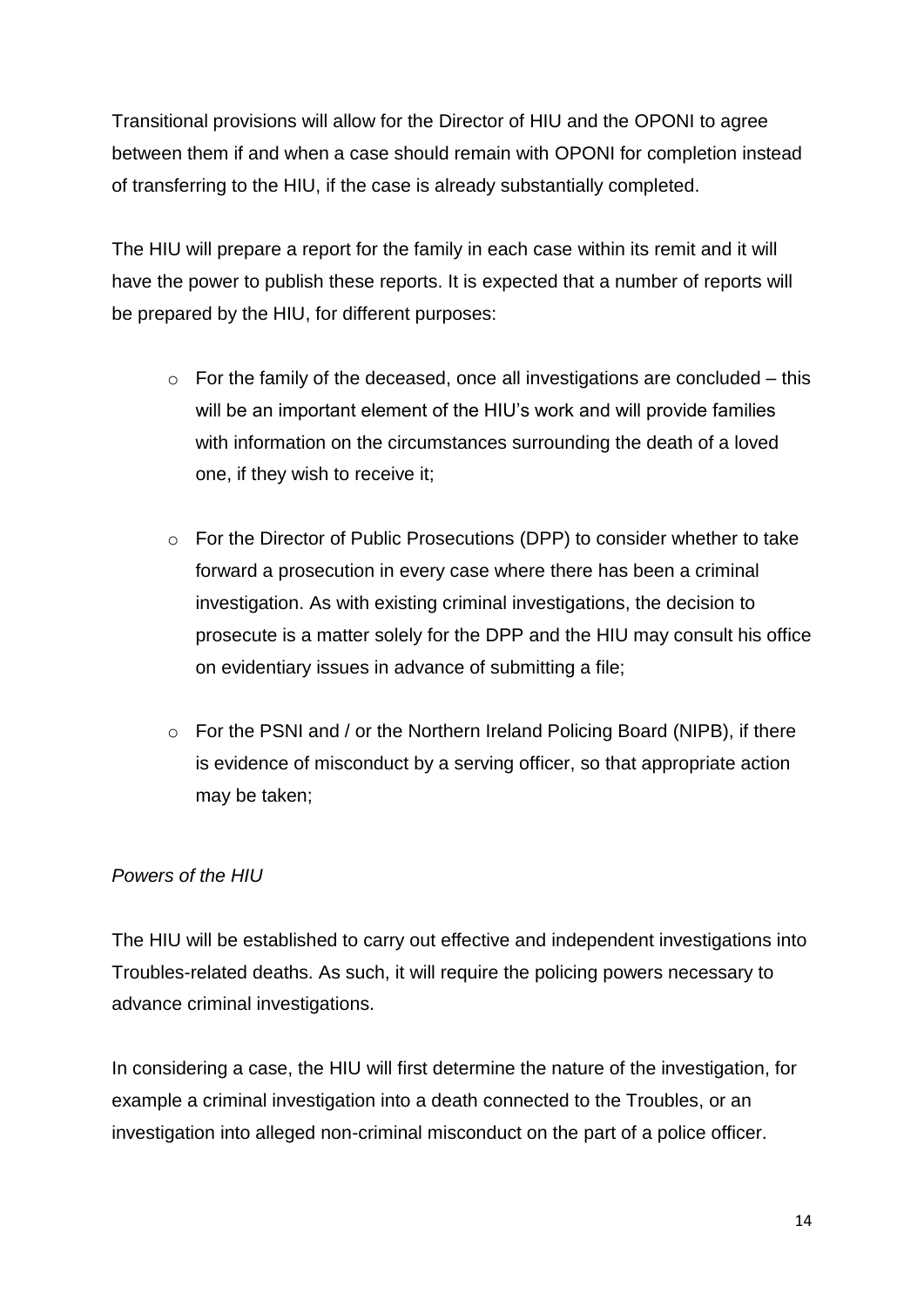Transitional provisions will allow for the Director of HIU and the OPONI to agree between them if and when a case should remain with OPONI for completion instead of transferring to the HIU, if the case is already substantially completed.

The HIU will prepare a report for the family in each case within its remit and it will have the power to publish these reports. It is expected that a number of reports will be prepared by the HIU, for different purposes:

- For the family of the deceased, once all investigations are concluded – this will be an important element of the HIU's work and will provide families with information on the circumstances surrounding the death of a loved one, if they wish to receive it;

- For the Director of Public Prosecutions (DPP) to consider whether to take forward a prosecution in every case where there has been a criminal investigation. As with existing criminal investigations, the decision to prosecute is a matter solely for the DPP and the HIU may consult his office on evidentiary issues in advance of submitting a file;

- For the PSNI and / or the Northern Ireland Policing Board (NIPB), if there is evidence of misconduct by a serving officer, so that appropriate action may be taken;

*Powers of the HIU*

The HIU will be established to carry out effective and independent investigations into Troubles-related deaths. As such, it will require the policing powers necessary to advance criminal investigations.

In considering a case, the HIU will first determine the nature of the investigation, for example a criminal investigation into a death connected to the Troubles, or an investigation into alleged non-criminal misconduct on the part of a police officer.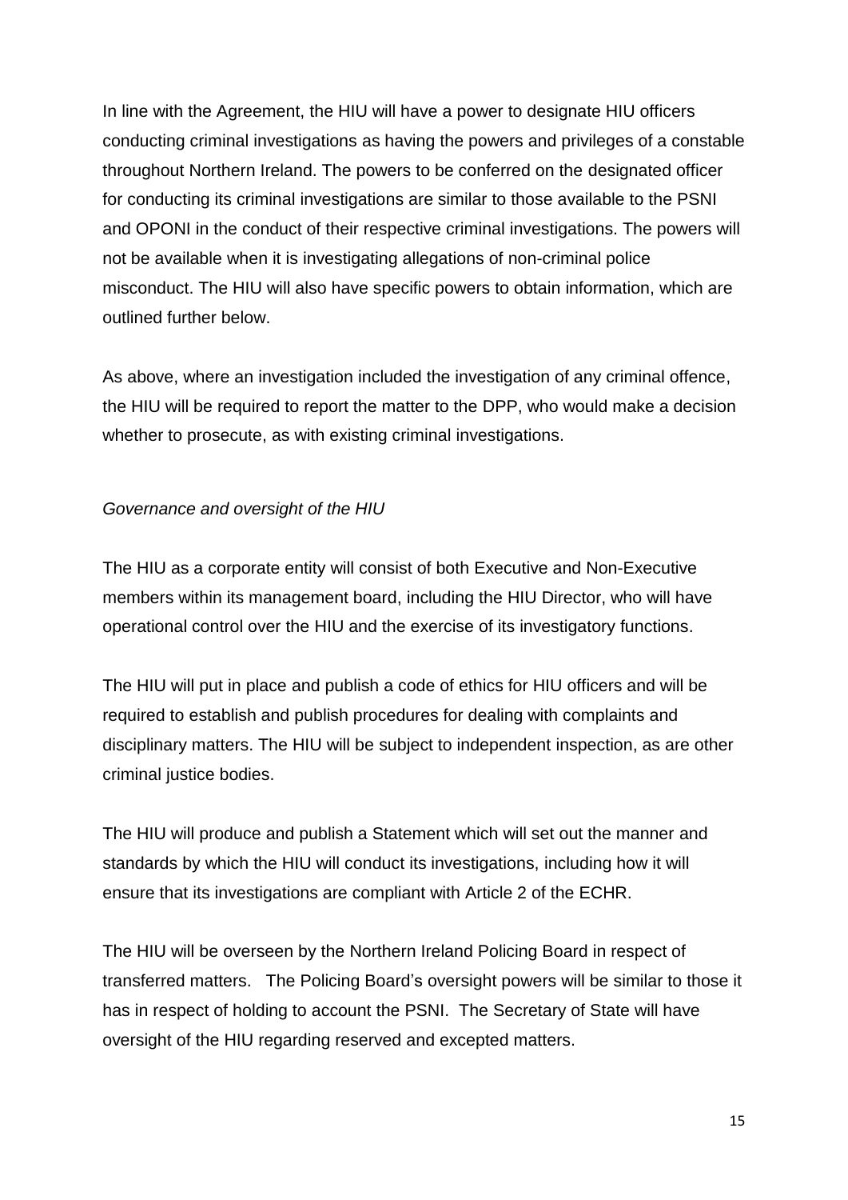In line with the Agreement, the HIU will have a power to designate HIU officers conducting criminal investigations as having the powers and privileges of a constable throughout Northern Ireland. The powers to be conferred on the designated officer for conducting its criminal investigations are similar to those available to the PSNI and OPONI in the conduct of their respective criminal investigations. The powers will not be available when it is investigating allegations of non-criminal police misconduct. The HIU will also have specific powers to obtain information, which are outlined further below.

As above, where an investigation included the investigation of any criminal offence, the HIU will be required to report the matter to the DPP, who would make a decision whether to prosecute, as with existing criminal investigations.

*Governance and oversight of the HIU*

The HIU as a corporate entity will consist of both Executive and Non-Executive members within its management board, including the HIU Director, who will have operational control over the HIU and the exercise of its investigatory functions.

The HIU will put in place and publish a code of ethics for HIU officers and will be required to establish and publish procedures for dealing with complaints and disciplinary matters. The HIU will be subject to independent inspection, as are other criminal justice bodies.

The HIU will produce and publish a Statement which will set out the manner and standards by which the HIU will conduct its investigations, including how it will ensure that its investigations are compliant with Article 2 of the ECHR.

The HIU will be overseen by the Northern Ireland Policing Board in respect of transferred matters. The Policing Board's oversight powers will be similar to those it has in respect of holding to account the PSNI. The Secretary of State will have oversight of the HIU regarding reserved and excepted matters.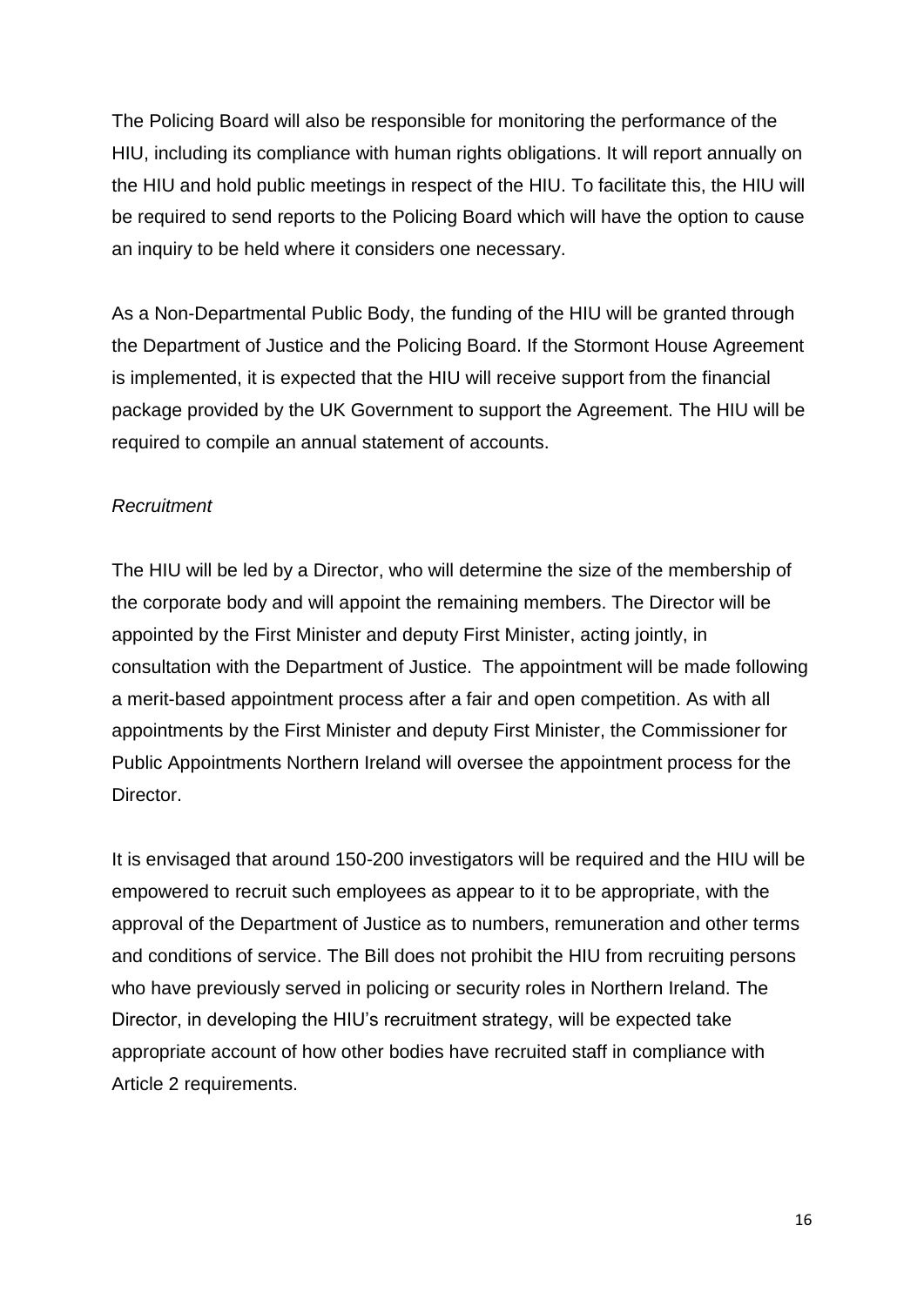The Policing Board will also be responsible for monitoring the performance of the HIU, including its compliance with human rights obligations. It will report annually on the HIU and hold public meetings in respect of the HIU. To facilitate this, the HIU will be required to send reports to the Policing Board which will have the option to cause an inquiry to be held where it considers one necessary.

As a Non-Departmental Public Body, the funding of the HIU will be granted through the Department of Justice and the Policing Board. If the Stormont House Agreement is implemented, it is expected that the HIU will receive support from the financial package provided by the UK Government to support the Agreement. The HIU will be required to compile an annual statement of accounts.

*Recruitment*

The HIU will be led by a Director, who will determine the size of the membership of the corporate body and will appoint the remaining members. The Director will be appointed by the First Minister and deputy First Minister, acting jointly, in consultation with the Department of Justice. The appointment will be made following a merit-based appointment process after a fair and open competition. As with all appointments by the First Minister and deputy First Minister, the Commissioner for Public Appointments Northern Ireland will oversee the appointment process for the Director.

It is envisaged that around 150-200 investigators will be required and the HIU will be empowered to recruit such employees as appear to it to be appropriate, with the approval of the Department of Justice as to numbers, remuneration and other terms and conditions of service. The Bill does not prohibit the HIU from recruiting persons who have previously served in policing or security roles in Northern Ireland. The Director, in developing the HIU's recruitment strategy, will be expected take appropriate account of how other bodies have recruited staff in compliance with Article 2 requirements.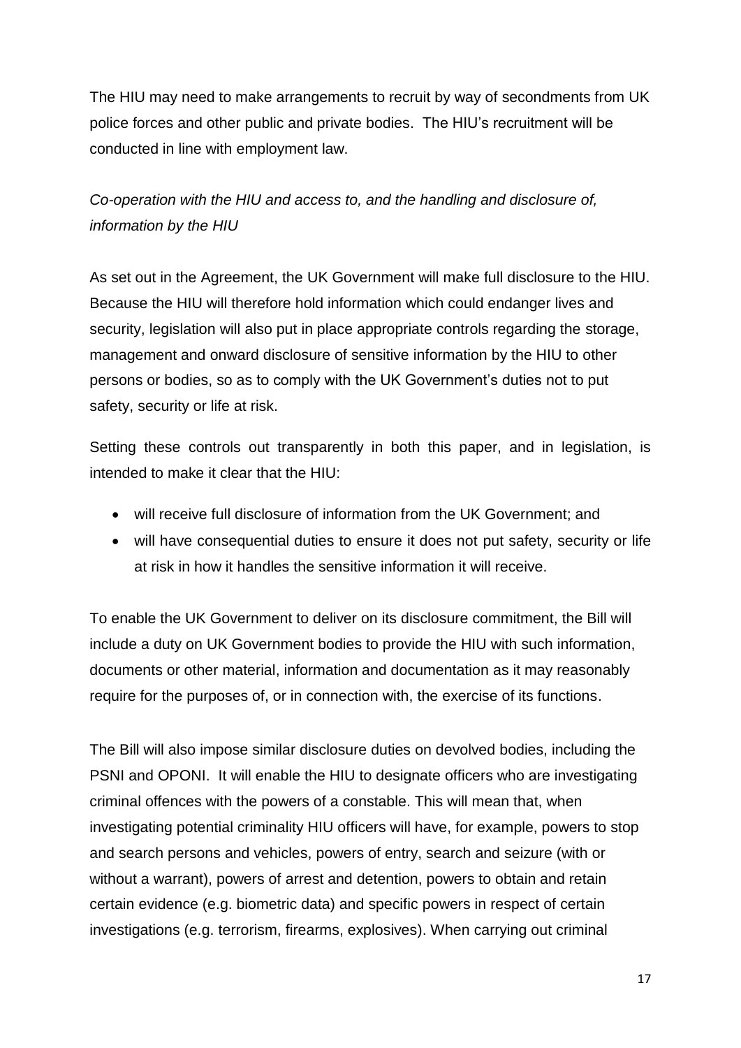The HIU may need to make arrangements to recruit by way of secondments from UK police forces and other public and private bodies. The HIU's recruitment will be conducted in line with employment law.

*Co-operation with the HIU and access to, and the handling and disclosure of, information by the HIU*

As set out in the Agreement, the UK Government will make full disclosure to the HIU. Because the HIU will therefore hold information which could endanger lives and security, legislation will also put in place appropriate controls regarding the storage, management and onward disclosure of sensitive information by the HIU to other persons or bodies, so as to comply with the UK Government's duties not to put safety, security or life at risk.

Setting these controls out transparently in both this paper, and in legislation, is intended to make it clear that the HIU:

- will receive full disclosure of information from the UK Government; and
- will have consequential duties to ensure it does not put safety, security or life at risk in how it handles the sensitive information it will receive.

To enable the UK Government to deliver on its disclosure commitment, the Bill will include a duty on UK Government bodies to provide the HIU with such information, documents or other material, information and documentation as it may reasonably require for the purposes of, or in connection with, the exercise of its functions.

The Bill will also impose similar disclosure duties on devolved bodies, including the PSNI and OPONI. It will enable the HIU to designate officers who are investigating criminal offences with the powers of a constable. This will mean that, when investigating potential criminality HIU officers will have, for example, powers to stop and search persons and vehicles, powers of entry, search and seizure (with or without a warrant), powers of arrest and detention, powers to obtain and retain certain evidence (e.g. biometric data) and specific powers in respect of certain investigations (e.g. terrorism, firearms, explosives). When carrying out criminal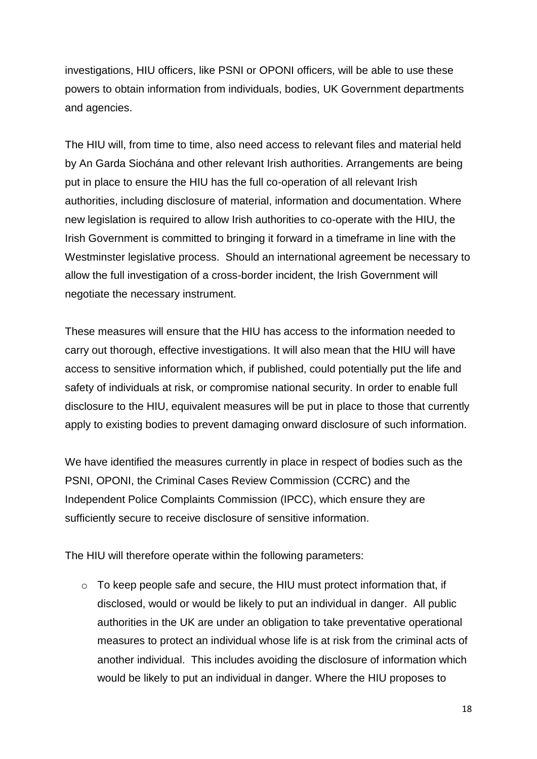investigations, HIU officers, like PSNI or OPONI officers, will be able to use these powers to obtain information from individuals, bodies, UK Government departments and agencies.

The HIU will, from time to time, also need access to relevant files and material held by An Garda Siochána and other relevant Irish authorities. Arrangements are being put in place to ensure the HIU has the full co-operation of all relevant Irish authorities, including disclosure of material, information and documentation. Where new legislation is required to allow Irish authorities to co-operate with the HIU, the Irish Government is committed to bringing it forward in a timeframe in line with the Westminster legislative process. Should an international agreement be necessary to allow the full investigation of a cross-border incident, the Irish Government will negotiate the necessary instrument.

These measures will ensure that the HIU has access to the information needed to carry out thorough, effective investigations. It will also mean that the HIU will have access to sensitive information which, if published, could potentially put the life and safety of individuals at risk, or compromise national security. In order to enable full disclosure to the HIU, equivalent measures will be put in place to those that currently apply to existing bodies to prevent damaging onward disclosure of such information.

We have identified the measures currently in place in respect of bodies such as the PSNI, OPONI, the Criminal Cases Review Commission (CCRC) and the Independent Police Complaints Commission (IPCC), which ensure they are sufficiently secure to receive disclosure of sensitive information.

The HIU will therefore operate within the following parameters:

- To keep people safe and secure, the HIU must protect information that, if disclosed, would or would be likely to put an individual in danger. All public authorities in the UK are under an obligation to take preventative operational measures to protect an individual whose life is at risk from the criminal acts of another individual. This includes avoiding the disclosure of information which would be likely to put an individual in danger. Where the HIU proposes to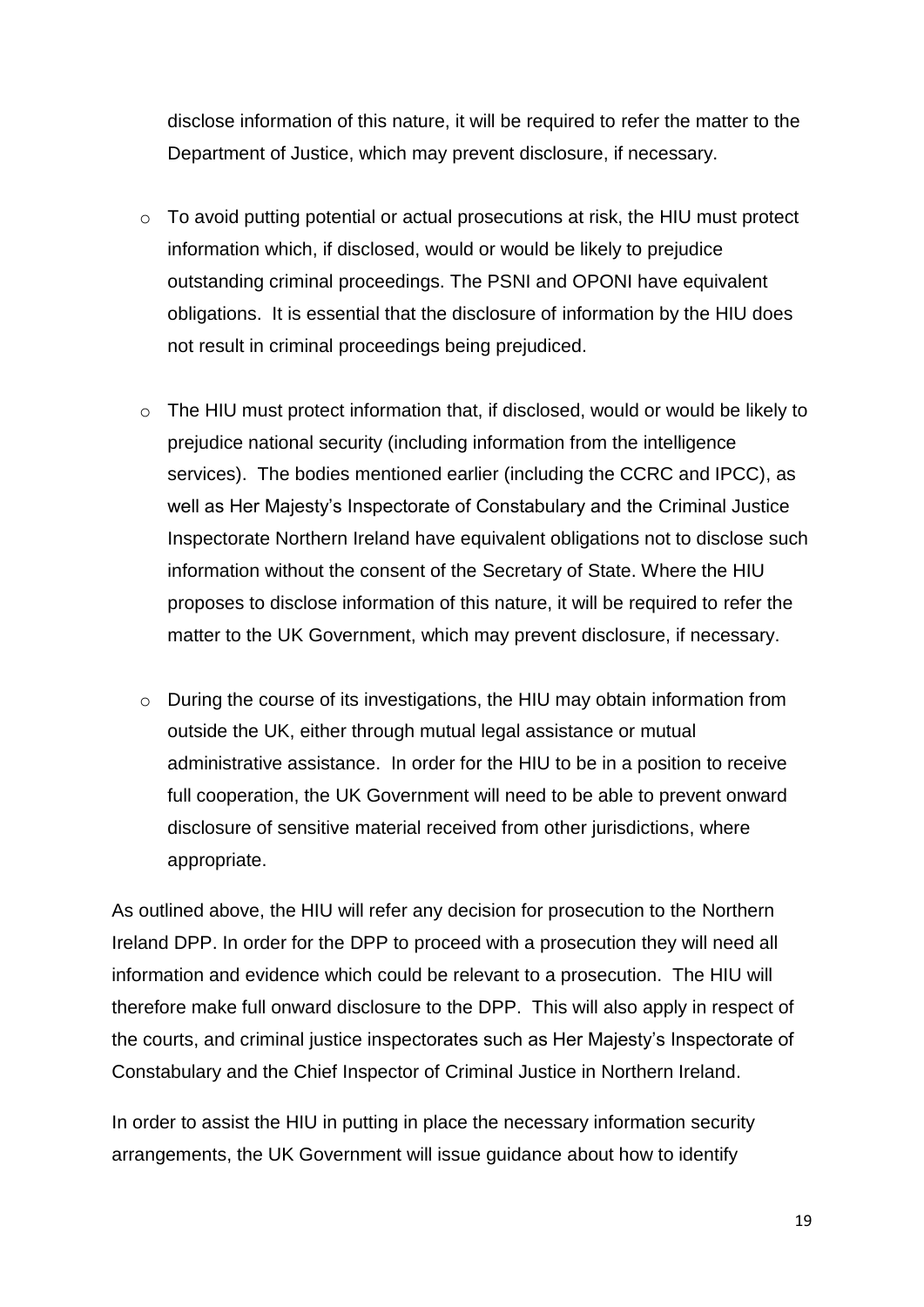disclose information of this nature, it will be required to refer the matter to the Department of Justice, which may prevent disclosure, if necessary.

- To avoid putting potential or actual prosecutions at risk, the HIU must protect information which, if disclosed, would or would be likely to prejudice outstanding criminal proceedings. The PSNI and OPONI have equivalent obligations. It is essential that the disclosure of information by the HIU does not result in criminal proceedings being prejudiced.

- The HIU must protect information that, if disclosed, would or would be likely to prejudice national security (including information from the intelligence services). The bodies mentioned earlier (including the CCRC and IPCC), as well as Her Majesty's Inspectorate of Constabulary and the Criminal Justice Inspectorate Northern Ireland have equivalent obligations not to disclose such information without the consent of the Secretary of State. Where the HIU proposes to disclose information of this nature, it will be required to refer the matter to the UK Government, which may prevent disclosure, if necessary.

- During the course of its investigations, the HIU may obtain information from outside the UK, either through mutual legal assistance or mutual administrative assistance. In order for the HIU to be in a position to receive full cooperation, the UK Government will need to be able to prevent onward disclosure of sensitive material received from other jurisdictions, where appropriate.

As outlined above, the HIU will refer any decision for prosecution to the Northern Ireland DPP. In order for the DPP to proceed with a prosecution they will need all information and evidence which could be relevant to a prosecution. The HIU will therefore make full onward disclosure to the DPP. This will also apply in respect of the courts, and criminal justice inspectorates such as Her Majesty's Inspectorate of Constabulary and the Chief Inspector of Criminal Justice in Northern Ireland.

In order to assist the HIU in putting in place the necessary information security arrangements, the UK Government will issue guidance about how to identify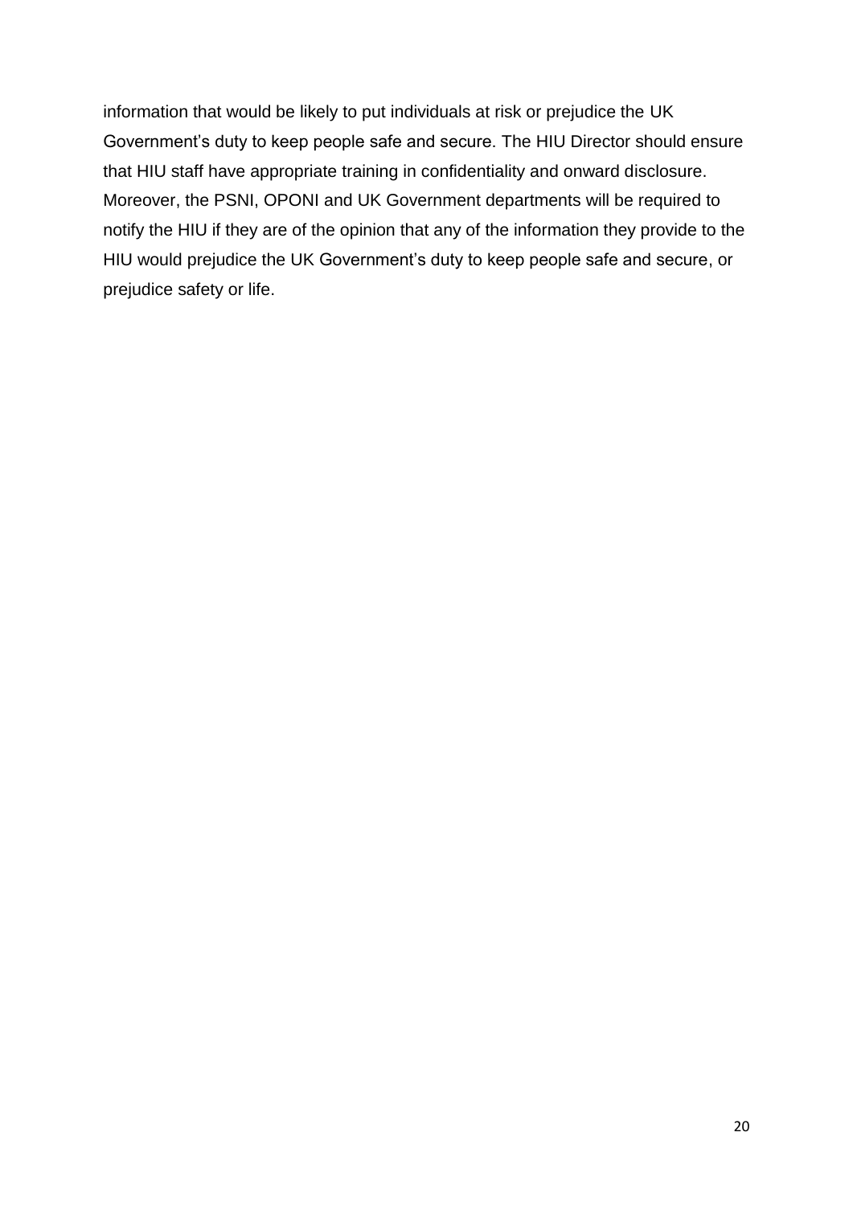information that would be likely to put individuals at risk or prejudice the UK Government's duty to keep people safe and secure. The HIU Director should ensure that HIU staff have appropriate training in confidentiality and onward disclosure. Moreover, the PSNI, OPONI and UK Government departments will be required to notify the HIU if they are of the opinion that any of the information they provide to the HIU would prejudice the UK Government's duty to keep people safe and secure, or prejudice safety or life.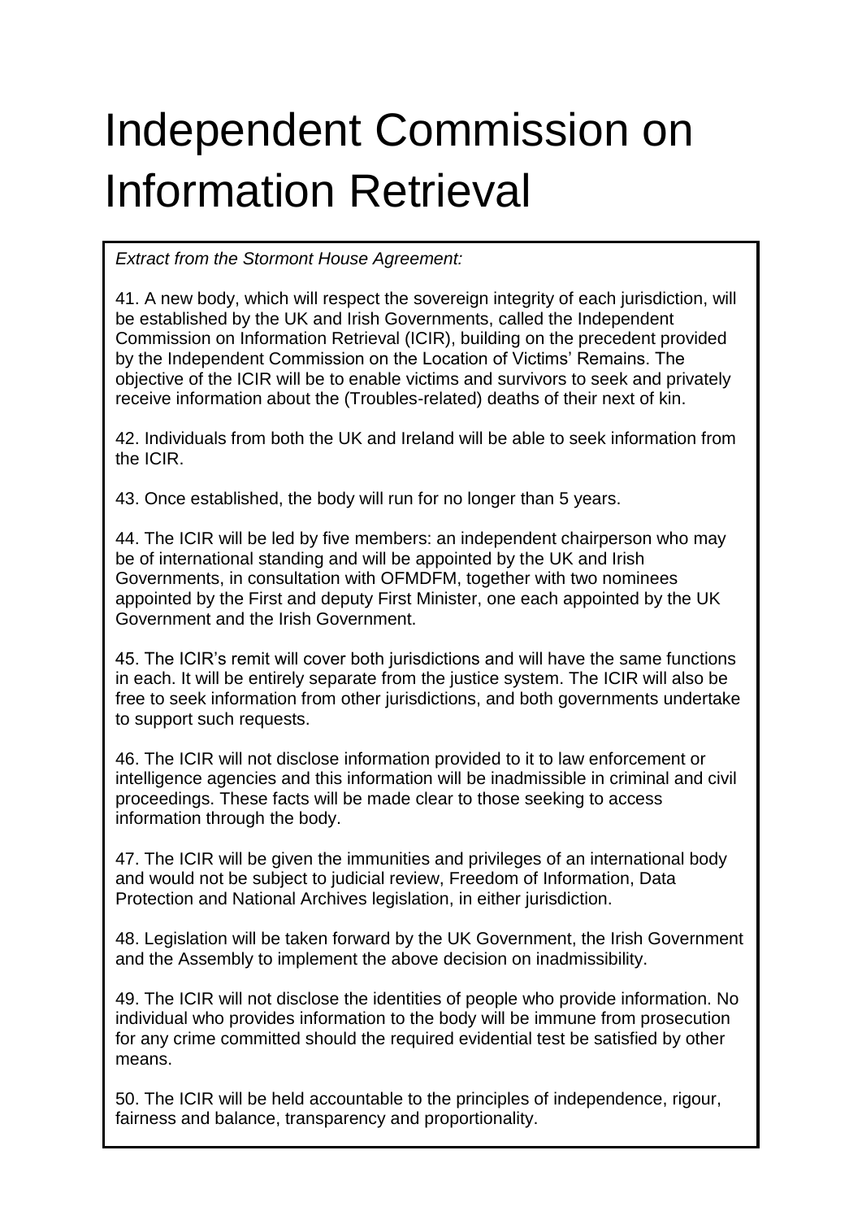# Independent Commission on Information Retrieval

*Extract from the Stormont House Agreement:*

41. A new body, which will respect the sovereign integrity of each jurisdiction, will be established by the UK and Irish Governments, called the Independent Commission on Information Retrieval (ICIR), building on the precedent provided by the Independent Commission on the Location of Victims' Remains. The objective of the ICIR will be to enable victims and survivors to seek and privately receive information about the (Troubles-related) deaths of their next of kin.

42. Individuals from both the UK and Ireland will be able to seek information from the ICIR.

43. Once established, the body will run for no longer than 5 years.

44. The ICIR will be led by five members: an independent chairperson who may be of international standing and will be appointed by the UK and Irish Governments, in consultation with OFMDFM, together with two nominees appointed by the First and deputy First Minister, one each appointed by the UK Government and the Irish Government.

45. The ICIR's remit will cover both jurisdictions and will have the same functions in each. It will be entirely separate from the justice system. The ICIR will also be free to seek information from other jurisdictions, and both governments undertake to support such requests.

46. The ICIR will not disclose information provided to it to law enforcement or intelligence agencies and this information will be inadmissible in criminal and civil proceedings. These facts will be made clear to those seeking to access information through the body.

47. The ICIR will be given the immunities and privileges of an international body and would not be subject to judicial review, Freedom of Information, Data Protection and National Archives legislation, in either jurisdiction.

48. Legislation will be taken forward by the UK Government, the Irish Government and the Assembly to implement the above decision on inadmissibility.

49. The ICIR will not disclose the identities of people who provide information. No individual who provides information to the body will be immune from prosecution for any crime committed should the required evidential test be satisfied by other means.

50. The ICIR will be held accountable to the principles of independence, rigour, fairness and balance, transparency and proportionality.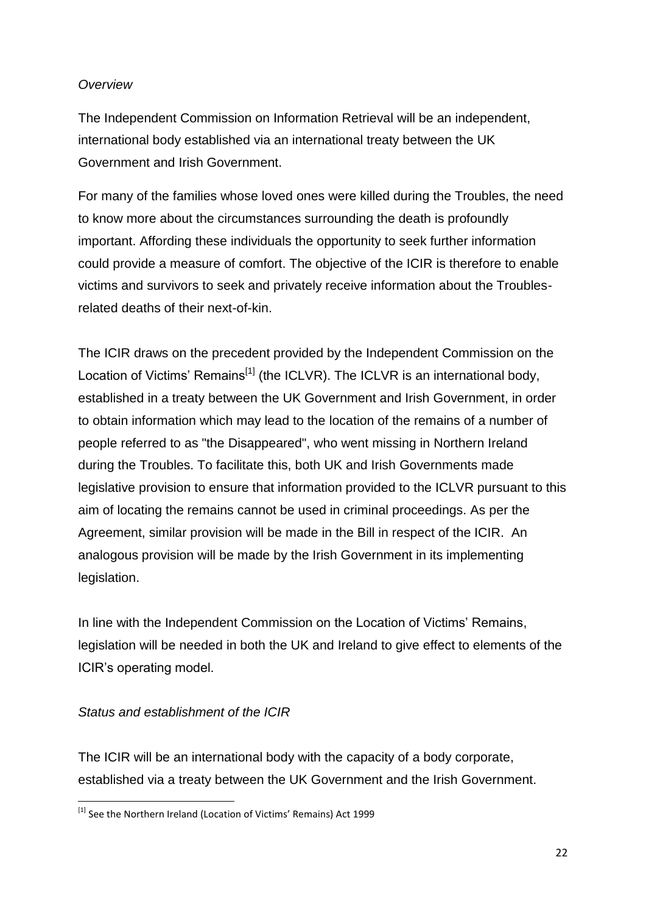*Overview*

The Independent Commission on Information Retrieval will be an independent, international body established via an international treaty between the UK Government and Irish Government.

For many of the families whose loved ones were killed during the Troubles, the need to know more about the circumstances surrounding the death is profoundly important. Affording these individuals the opportunity to seek further information could provide a measure of comfort. The objective of the ICIR is therefore to enable victims and survivors to seek and privately receive information about the Troubles-related deaths of their next-of-kin.

The ICIR draws on the precedent provided by the Independent Commission on the Location of Victims' Remains[1] (the ICLVR). The ICLVR is an international body, established in a treaty between the UK Government and Irish Government, in order to obtain information which may lead to the location of the remains of a number of people referred to as "the Disappeared", who went missing in Northern Ireland during the Troubles. To facilitate this, both UK and Irish Governments made legislative provision to ensure that information provided to the ICLVR pursuant to this aim of locating the remains cannot be used in criminal proceedings. As per the Agreement, similar provision will be made in the Bill in respect of the ICIR. An analogous provision will be made by the Irish Government in its implementing legislation.

In line with the Independent Commission on the Location of Victims' Remains, legislation will be needed in both the UK and Ireland to give effect to elements of the ICIR's operating model.

*Status and establishment of the ICIR*

The ICIR will be an international body with the capacity of a body corporate, established via a treaty between the UK Government and the Irish Government.

[1] See the Northern Ireland (Location of Victims' Remains) Act 1999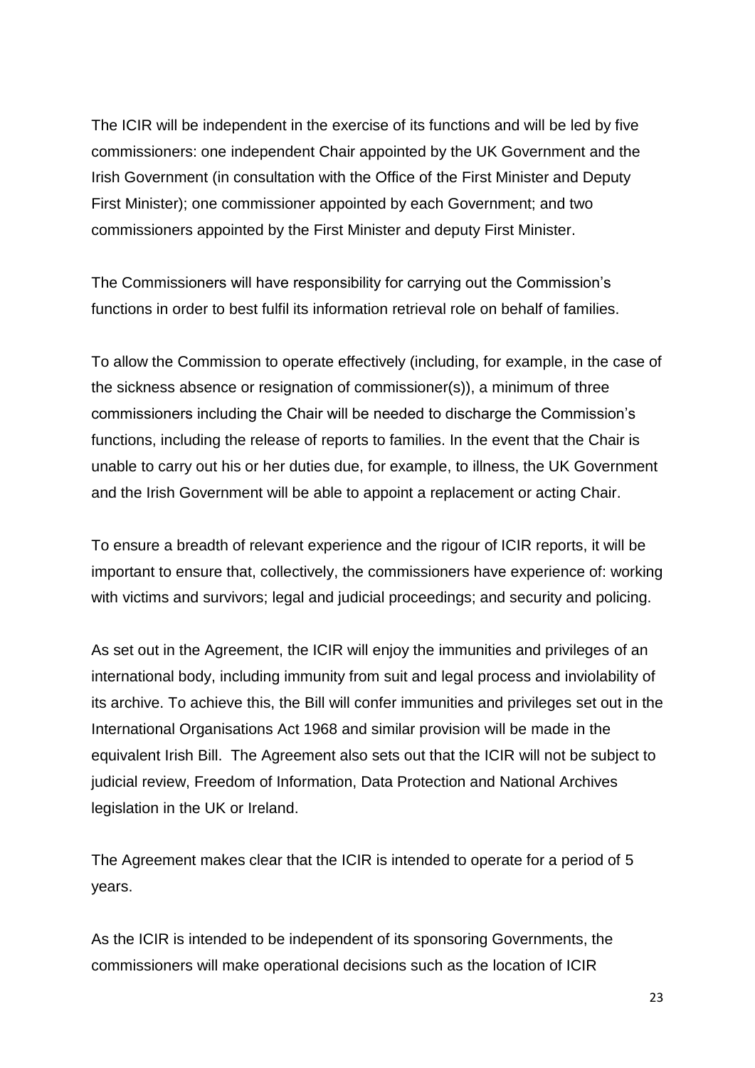The ICIR will be independent in the exercise of its functions and will be led by five commissioners: one independent Chair appointed by the UK Government and the Irish Government (in consultation with the Office of the First Minister and Deputy First Minister); one commissioner appointed by each Government; and two commissioners appointed by the First Minister and deputy First Minister.

The Commissioners will have responsibility for carrying out the Commission's functions in order to best fulfil its information retrieval role on behalf of families.

To allow the Commission to operate effectively (including, for example, in the case of the sickness absence or resignation of commissioner(s)), a minimum of three commissioners including the Chair will be needed to discharge the Commission's functions, including the release of reports to families. In the event that the Chair is unable to carry out his or her duties due, for example, to illness, the UK Government and the Irish Government will be able to appoint a replacement or acting Chair.

To ensure a breadth of relevant experience and the rigour of ICIR reports, it will be important to ensure that, collectively, the commissioners have experience of: working with victims and survivors; legal and judicial proceedings; and security and policing.

As set out in the Agreement, the ICIR will enjoy the immunities and privileges of an international body, including immunity from suit and legal process and inviolability of its archive. To achieve this, the Bill will confer immunities and privileges set out in the International Organisations Act 1968 and similar provision will be made in the equivalent Irish Bill. The Agreement also sets out that the ICIR will not be subject to judicial review, Freedom of Information, Data Protection and National Archives legislation in the UK or Ireland.

The Agreement makes clear that the ICIR is intended to operate for a period of 5 years.

As the ICIR is intended to be independent of its sponsoring Governments, the commissioners will make operational decisions such as the location of ICIR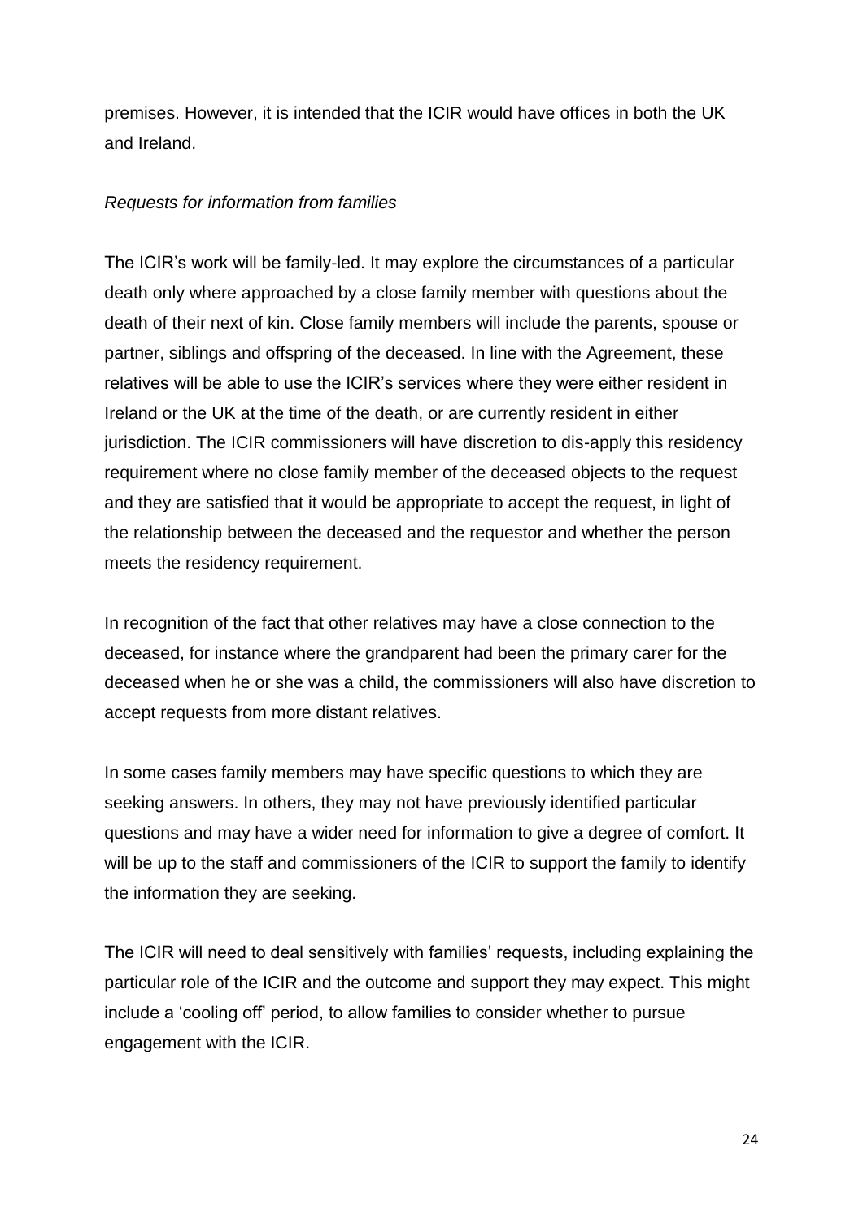premises. However, it is intended that the ICIR would have offices in both the UK and Ireland.

*Requests for information from families*

The ICIR's work will be family-led. It may explore the circumstances of a particular death only where approached by a close family member with questions about the death of their next of kin. Close family members will include the parents, spouse or partner, siblings and offspring of the deceased. In line with the Agreement, these relatives will be able to use the ICIR's services where they were either resident in Ireland or the UK at the time of the death, or are currently resident in either jurisdiction. The ICIR commissioners will have discretion to dis-apply this residency requirement where no close family member of the deceased objects to the request and they are satisfied that it would be appropriate to accept the request, in light of the relationship between the deceased and the requestor and whether the person meets the residency requirement.

In recognition of the fact that other relatives may have a close connection to the deceased, for instance where the grandparent had been the primary carer for the deceased when he or she was a child, the commissioners will also have discretion to accept requests from more distant relatives.

In some cases family members may have specific questions to which they are seeking answers. In others, they may not have previously identified particular questions and may have a wider need for information to give a degree of comfort. It will be up to the staff and commissioners of the ICIR to support the family to identify the information they are seeking.

The ICIR will need to deal sensitively with families' requests, including explaining the particular role of the ICIR and the outcome and support they may expect. This might include a 'cooling off' period, to allow families to consider whether to pursue engagement with the ICIR.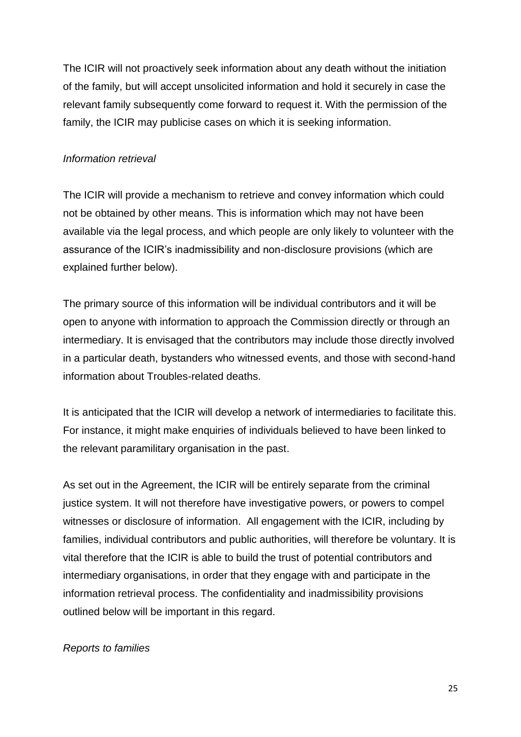The ICIR will not proactively seek information about any death without the initiation of the family, but will accept unsolicited information and hold it securely in case the relevant family subsequently come forward to request it. With the permission of the family, the ICIR may publicise cases on which it is seeking information.

*Information retrieval*

The ICIR will provide a mechanism to retrieve and convey information which could not be obtained by other means. This is information which may not have been available via the legal process, and which people are only likely to volunteer with the assurance of the ICIR's inadmissibility and non-disclosure provisions (which are explained further below).

The primary source of this information will be individual contributors and it will be open to anyone with information to approach the Commission directly or through an intermediary. It is envisaged that the contributors may include those directly involved in a particular death, bystanders who witnessed events, and those with second-hand information about Troubles-related deaths.

It is anticipated that the ICIR will develop a network of intermediaries to facilitate this. For instance, it might make enquiries of individuals believed to have been linked to the relevant paramilitary organisation in the past.

As set out in the Agreement, the ICIR will be entirely separate from the criminal justice system. It will not therefore have investigative powers, or powers to compel witnesses or disclosure of information. All engagement with the ICIR, including by families, individual contributors and public authorities, will therefore be voluntary. It is vital therefore that the ICIR is able to build the trust of potential contributors and intermediary organisations, in order that they engage with and participate in the information retrieval process. The confidentiality and inadmissibility provisions outlined below will be important in this regard.

*Reports to families*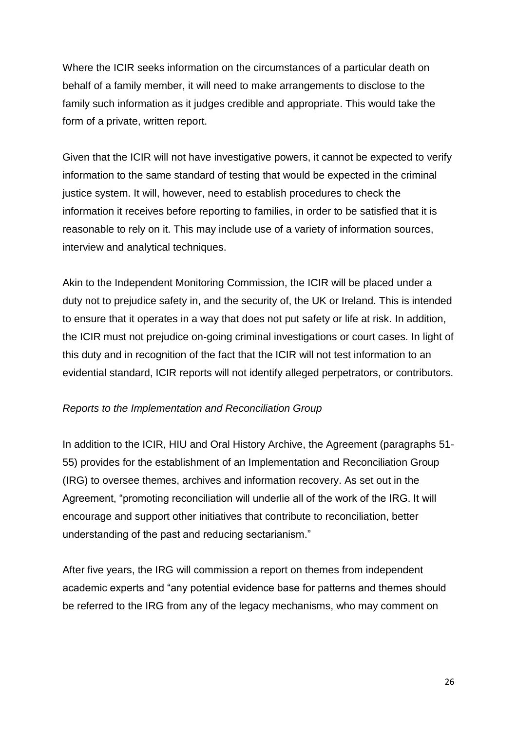Where the ICIR seeks information on the circumstances of a particular death on behalf of a family member, it will need to make arrangements to disclose to the family such information as it judges credible and appropriate. This would take the form of a private, written report.

Given that the ICIR will not have investigative powers, it cannot be expected to verify information to the same standard of testing that would be expected in the criminal justice system. It will, however, need to establish procedures to check the information it receives before reporting to families, in order to be satisfied that it is reasonable to rely on it. This may include use of a variety of information sources, interview and analytical techniques.

Akin to the Independent Monitoring Commission, the ICIR will be placed under a duty not to prejudice safety in, and the security of, the UK or Ireland. This is intended to ensure that it operates in a way that does not put safety or life at risk. In addition, the ICIR must not prejudice on-going criminal investigations or court cases. In light of this duty and in recognition of the fact that the ICIR will not test information to an evidential standard, ICIR reports will not identify alleged perpetrators, or contributors.

*Reports to the Implementation and Reconciliation Group*

In addition to the ICIR, HIU and Oral History Archive, the Agreement (paragraphs 51-55) provides for the establishment of an Implementation and Reconciliation Group (IRG) to oversee themes, archives and information recovery. As set out in the Agreement, "promoting reconciliation will underlie all of the work of the IRG. It will encourage and support other initiatives that contribute to reconciliation, better understanding of the past and reducing sectarianism."

After five years, the IRG will commission a report on themes from independent academic experts and "any potential evidence base for patterns and themes should be referred to the IRG from any of the legacy mechanisms, who may comment on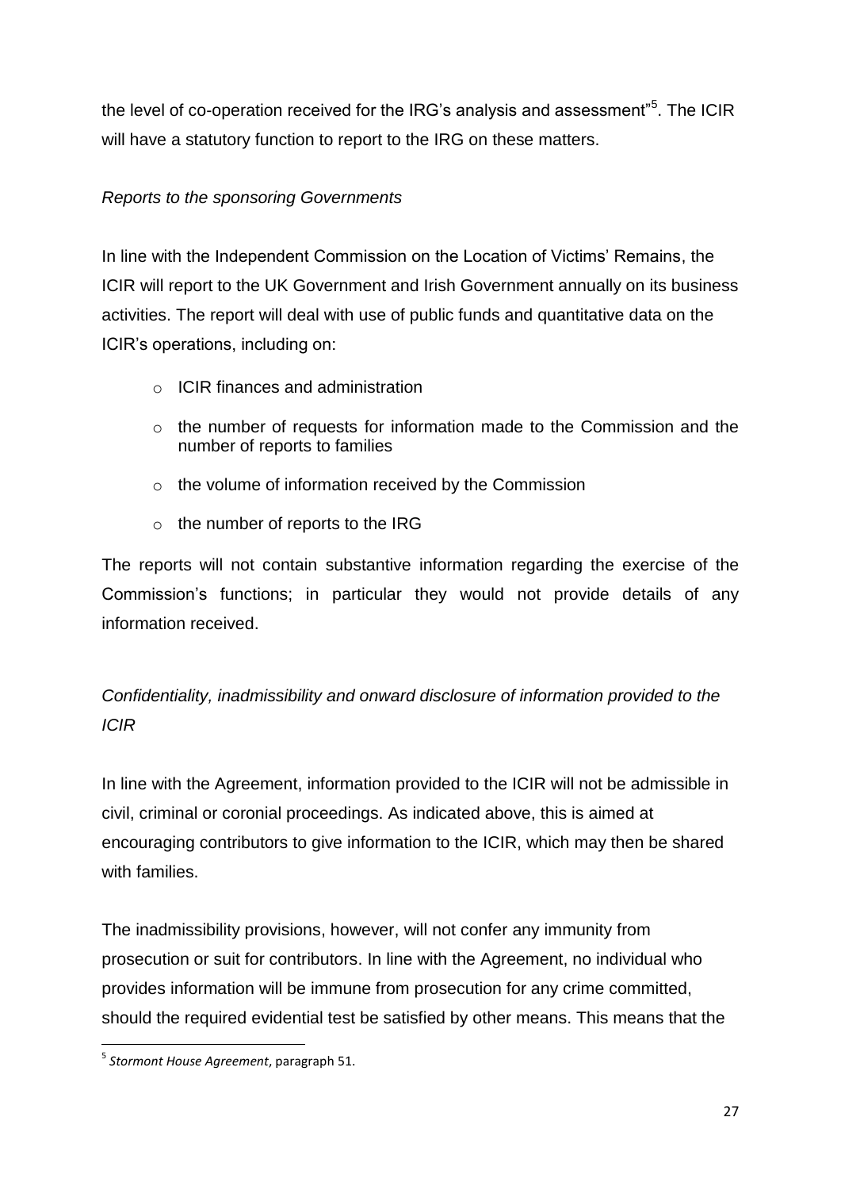the level of co-operation received for the IRG's analysis and assessment"[5]. The ICIR will have a statutory function to report to the IRG on these matters.

*Reports to the sponsoring Governments*

In line with the Independent Commission on the Location of Victims' Remains, the ICIR will report to the UK Government and Irish Government annually on its business activities. The report will deal with use of public funds and quantitative data on the ICIR's operations, including on:

- ICIR finances and administration
- the number of requests for information made to the Commission and the number of reports to families
- the volume of information received by the Commission
- the number of reports to the IRG

The reports will not contain substantive information regarding the exercise of the Commission's functions; in particular they would not provide details of any information received.

*Confidentiality, inadmissibility and onward disclosure of information provided to the ICIR*

In line with the Agreement, information provided to the ICIR will not be admissible in civil, criminal or coronial proceedings. As indicated above, this is aimed at encouraging contributors to give information to the ICIR, which may then be shared with families.

The inadmissibility provisions, however, will not confer any immunity from prosecution or suit for contributors. In line with the Agreement, no individual who provides information will be immune from prosecution for any crime committed, should the required evidential test be satisfied by other means. This means that the

[5] *Stormont House Agreement*, paragraph 51.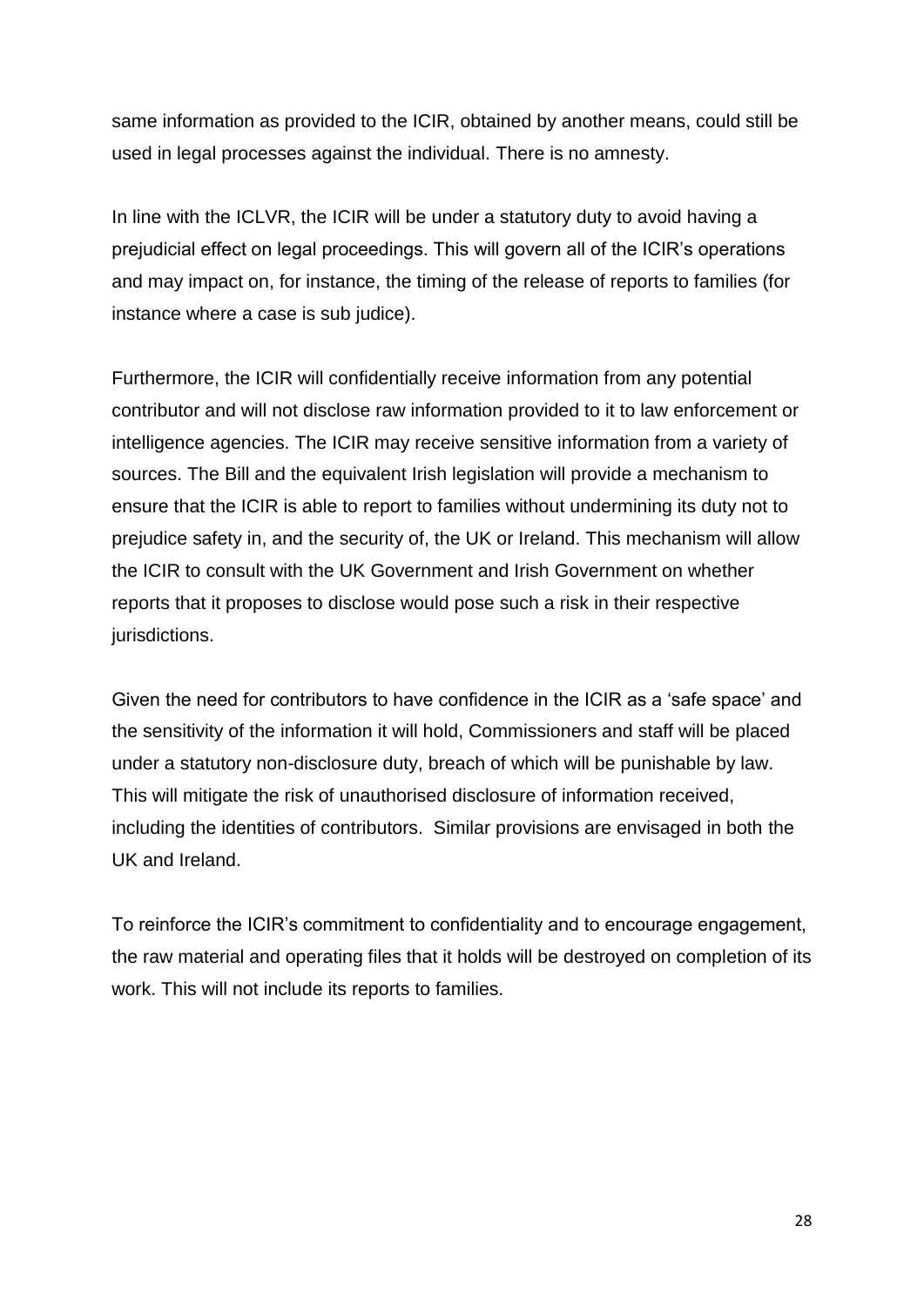same information as provided to the ICIR, obtained by another means, could still be used in legal processes against the individual. There is no amnesty.

In line with the ICLVR, the ICIR will be under a statutory duty to avoid having a prejudicial effect on legal proceedings. This will govern all of the ICIR's operations and may impact on, for instance, the timing of the release of reports to families (for instance where a case is sub judice).

Furthermore, the ICIR will confidentially receive information from any potential contributor and will not disclose raw information provided to it to law enforcement or intelligence agencies. The ICIR may receive sensitive information from a variety of sources. The Bill and the equivalent Irish legislation will provide a mechanism to ensure that the ICIR is able to report to families without undermining its duty not to prejudice safety in, and the security of, the UK or Ireland. This mechanism will allow the ICIR to consult with the UK Government and Irish Government on whether reports that it proposes to disclose would pose such a risk in their respective jurisdictions.

Given the need for contributors to have confidence in the ICIR as a 'safe space' and the sensitivity of the information it will hold, Commissioners and staff will be placed under a statutory non-disclosure duty, breach of which will be punishable by law. This will mitigate the risk of unauthorised disclosure of information received, including the identities of contributors. Similar provisions are envisaged in both the UK and Ireland.

To reinforce the ICIR's commitment to confidentiality and to encourage engagement, the raw material and operating files that it holds will be destroyed on completion of its work. This will not include its reports to families.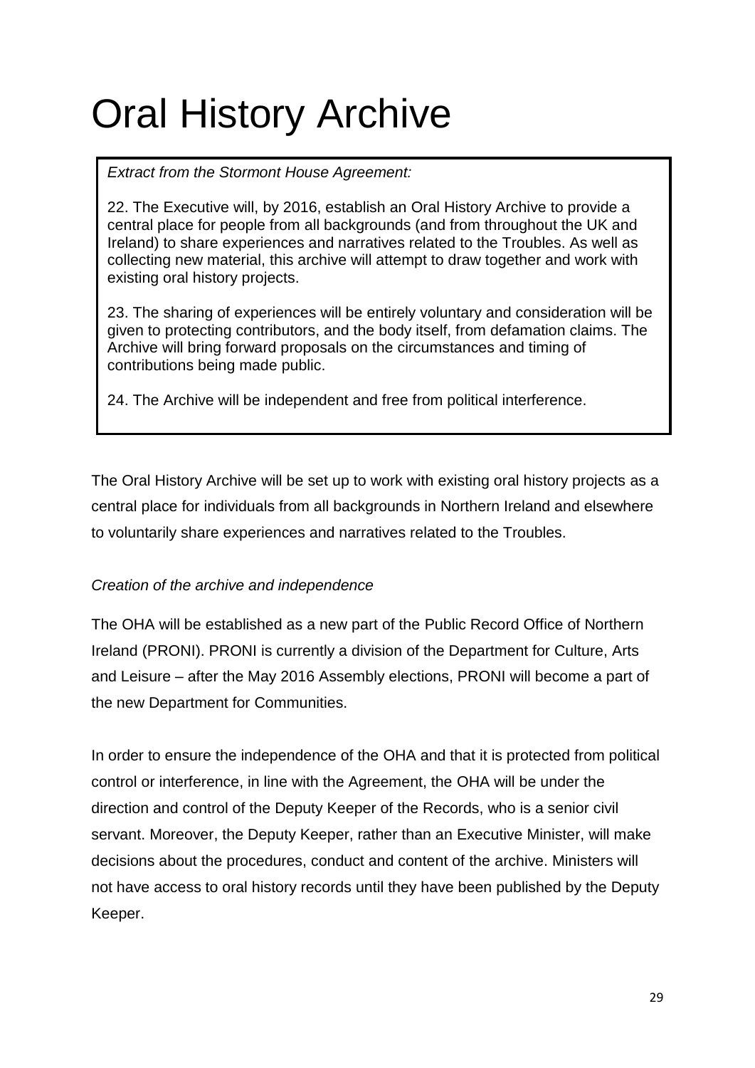# Oral History Archive

> *Extract from the Stormont House Agreement:*
>
> 22. The Executive will, by 2016, establish an Oral History Archive to provide a central place for people from all backgrounds (and from throughout the UK and Ireland) to share experiences and narratives related to the Troubles. As well as collecting new material, this archive will attempt to draw together and work with existing oral history projects.
>
> 23. The sharing of experiences will be entirely voluntary and consideration will be given to protecting contributors, and the body itself, from defamation claims. The Archive will bring forward proposals on the circumstances and timing of contributions being made public.
>
> 24. The Archive will be independent and free from political interference.

The Oral History Archive will be set up to work with existing oral history projects as a central place for individuals from all backgrounds in Northern Ireland and elsewhere to voluntarily share experiences and narratives related to the Troubles.

*Creation of the archive and independence*

The OHA will be established as a new part of the Public Record Office of Northern Ireland (PRONI). PRONI is currently a division of the Department for Culture, Arts and Leisure – after the May 2016 Assembly elections, PRONI will become a part of the new Department for Communities.

In order to ensure the independence of the OHA and that it is protected from political control or interference, in line with the Agreement, the OHA will be under the direction and control of the Deputy Keeper of the Records, who is a senior civil servant. Moreover, the Deputy Keeper, rather than an Executive Minister, will make decisions about the procedures, conduct and content of the archive. Ministers will not have access to oral history records until they have been published by the Deputy Keeper.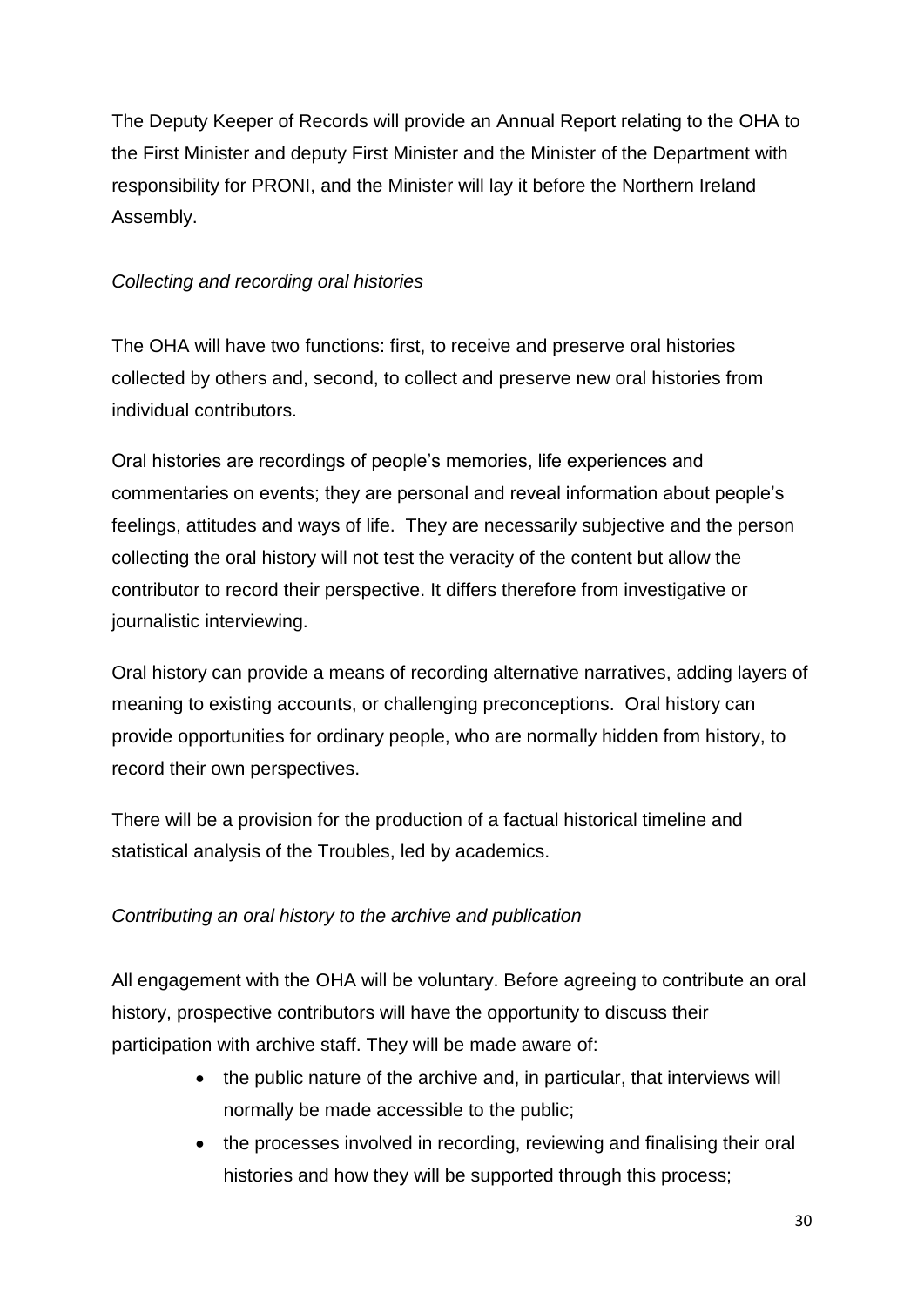The Deputy Keeper of Records will provide an Annual Report relating to the OHA to the First Minister and deputy First Minister and the Minister of the Department with responsibility for PRONI, and the Minister will lay it before the Northern Ireland Assembly.

*Collecting and recording oral histories*

The OHA will have two functions: first, to receive and preserve oral histories collected by others and, second, to collect and preserve new oral histories from individual contributors.

Oral histories are recordings of people's memories, life experiences and commentaries on events; they are personal and reveal information about people's feelings, attitudes and ways of life. They are necessarily subjective and the person collecting the oral history will not test the veracity of the content but allow the contributor to record their perspective. It differs therefore from investigative or journalistic interviewing.

Oral history can provide a means of recording alternative narratives, adding layers of meaning to existing accounts, or challenging preconceptions. Oral history can provide opportunities for ordinary people, who are normally hidden from history, to record their own perspectives.

There will be a provision for the production of a factual historical timeline and statistical analysis of the Troubles, led by academics.

*Contributing an oral history to the archive and publication*

All engagement with the OHA will be voluntary. Before agreeing to contribute an oral history, prospective contributors will have the opportunity to discuss their participation with archive staff. They will be made aware of:

- the public nature of the archive and, in particular, that interviews will normally be made accessible to the public;
- the processes involved in recording, reviewing and finalising their oral histories and how they will be supported through this process;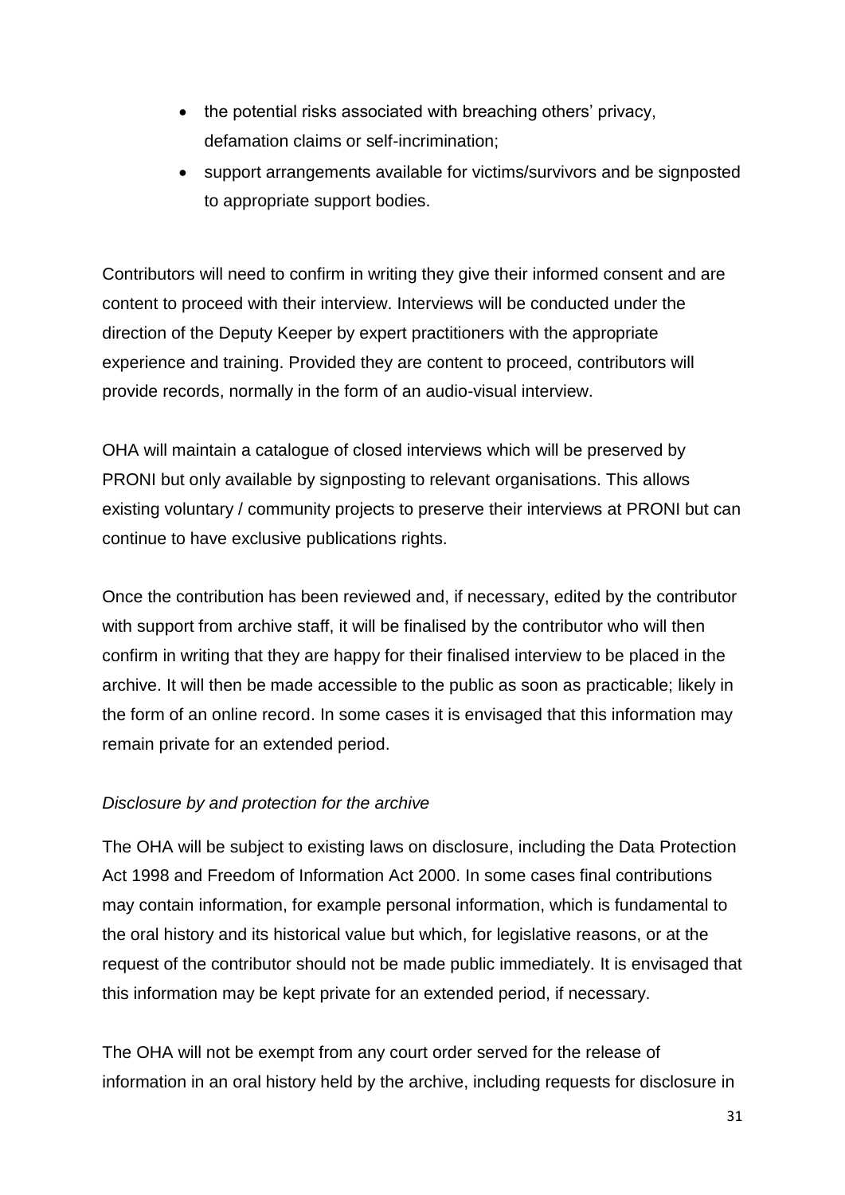- the potential risks associated with breaching others' privacy, defamation claims or self-incrimination;
- support arrangements available for victims/survivors and be signposted to appropriate support bodies.

Contributors will need to confirm in writing they give their informed consent and are content to proceed with their interview. Interviews will be conducted under the direction of the Deputy Keeper by expert practitioners with the appropriate experience and training. Provided they are content to proceed, contributors will provide records, normally in the form of an audio-visual interview.

OHA will maintain a catalogue of closed interviews which will be preserved by PRONI but only available by signposting to relevant organisations. This allows existing voluntary / community projects to preserve their interviews at PRONI but can continue to have exclusive publications rights.

Once the contribution has been reviewed and, if necessary, edited by the contributor with support from archive staff, it will be finalised by the contributor who will then confirm in writing that they are happy for their finalised interview to be placed in the archive. It will then be made accessible to the public as soon as practicable; likely in the form of an online record. In some cases it is envisaged that this information may remain private for an extended period.

*Disclosure by and protection for the archive*

The OHA will be subject to existing laws on disclosure, including the Data Protection Act 1998 and Freedom of Information Act 2000. In some cases final contributions may contain information, for example personal information, which is fundamental to the oral history and its historical value but which, for legislative reasons, or at the request of the contributor should not be made public immediately. It is envisaged that this information may be kept private for an extended period, if necessary.

The OHA will not be exempt from any court order served for the release of information in an oral history held by the archive, including requests for disclosure in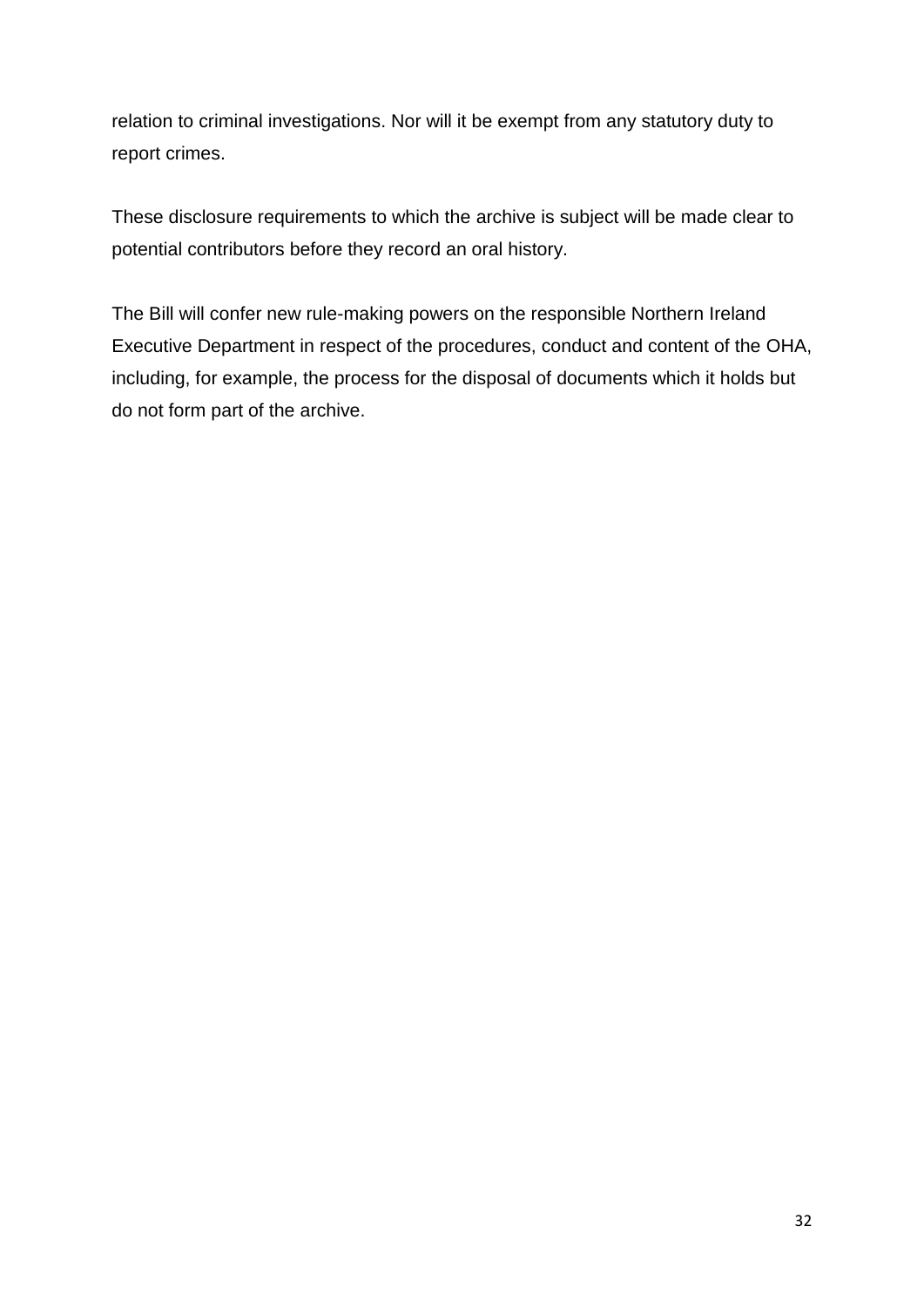relation to criminal investigations. Nor will it be exempt from any statutory duty to report crimes.

These disclosure requirements to which the archive is subject will be made clear to potential contributors before they record an oral history.

The Bill will confer new rule-making powers on the responsible Northern Ireland Executive Department in respect of the procedures, conduct and content of the OHA, including, for example, the process for the disposal of documents which it holds but do not form part of the archive.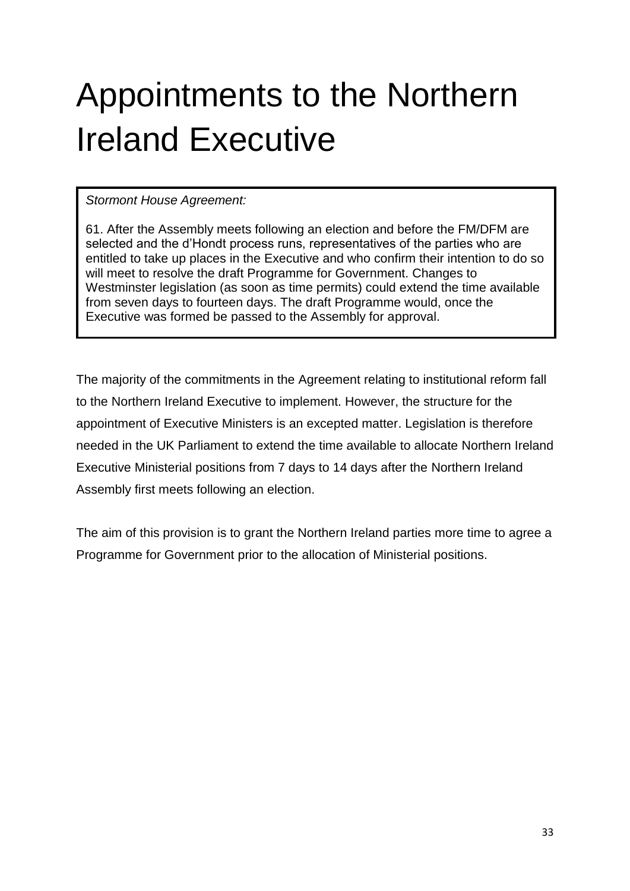# Appointments to the Northern Ireland Executive

> *Stormont House Agreement:*
>
> 61. After the Assembly meets following an election and before the FM/DFM are selected and the d'Hondt process runs, representatives of the parties who are entitled to take up places in the Executive and who confirm their intention to do so will meet to resolve the draft Programme for Government. Changes to Westminster legislation (as soon as time permits) could extend the time available from seven days to fourteen days. The draft Programme would, once the Executive was formed be passed to the Assembly for approval.

The majority of the commitments in the Agreement relating to institutional reform fall to the Northern Ireland Executive to implement. However, the structure for the appointment of Executive Ministers is an excepted matter. Legislation is therefore needed in the UK Parliament to extend the time available to allocate Northern Ireland Executive Ministerial positions from 7 days to 14 days after the Northern Ireland Assembly first meets following an election.

The aim of this provision is to grant the Northern Ireland parties more time to agree a Programme for Government prior to the allocation of Ministerial positions.